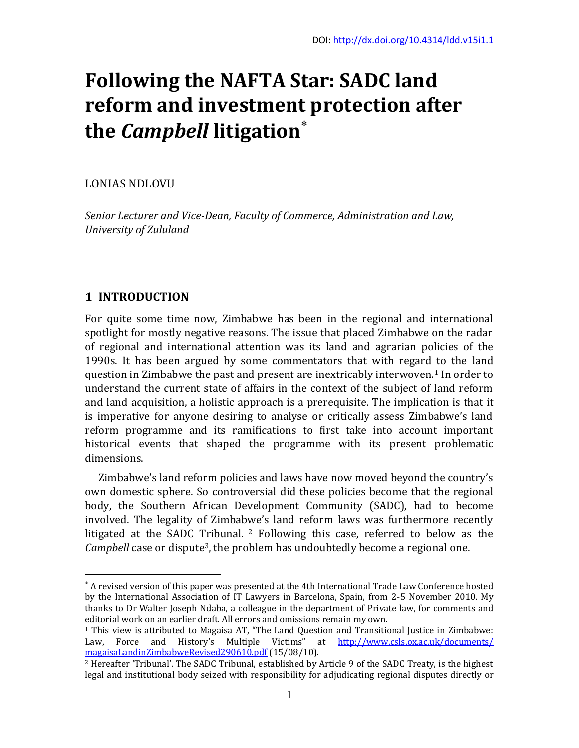DOI: http://dx.doi.org/10.4314/ldd.v15i1.1

# Following the NAFTA Star: SADC land reform and investment protection after the *Campbell* litigation[*]

LONIAS NDLOVU

*Senior Lecturer and Vice-Dean, Faculty of Commerce, Administration and Law, University of Zululand*

## 1 INTRODUCTION

For quite some time now, Zimbabwe has been in the regional and international spotlight for mostly negative reasons. The issue that placed Zimbabwe on the radar of regional and international attention was its land and agrarian policies of the 1990s. It has been argued by some commentators that with regard to the land question in Zimbabwe the past and present are inextricably interwoven.[1] In order to understand the current state of affairs in the context of the subject of land reform and land acquisition, a holistic approach is a prerequisite. The implication is that it is imperative for anyone desiring to analyse or critically assess Zimbabwe's land reform programme and its ramifications to first take into account important historical events that shaped the programme with its present problematic dimensions.

Zimbabwe's land reform policies and laws have now moved beyond the country's own domestic sphere. So controversial did these policies become that the regional body, the Southern African Development Community (SADC), had to become involved. The legality of Zimbabwe's land reform laws was furthermore recently litigated at the SADC Tribunal.[2] Following this case, referred to below as the *Campbell* case or dispute[3], the problem has undoubtedly become a regional one.

---

[*] A revised version of this paper was presented at the 4th International Trade Law Conference hosted by the International Association of IT Lawyers in Barcelona, Spain, from 2-5 November 2010. My thanks to Dr Walter Joseph Ndaba, a colleague in the department of Private law, for comments and editorial work on an earlier draft. All errors and omissions remain my own.

[1] This view is attributed to Magaisa AT, "The Land Question and Transitional Justice in Zimbabwe: Law, Force and History's Multiple Victims" at http://www.csls.ox.ac.uk/documents/magaisaLandinZimbabweRevised290610.pdf (15/08/10).

[2] Hereafter 'Tribunal'. The SADC Tribunal, established by Article 9 of the SADC Treaty, is the highest legal and institutional body seized with responsibility for adjudicating regional disputes directly or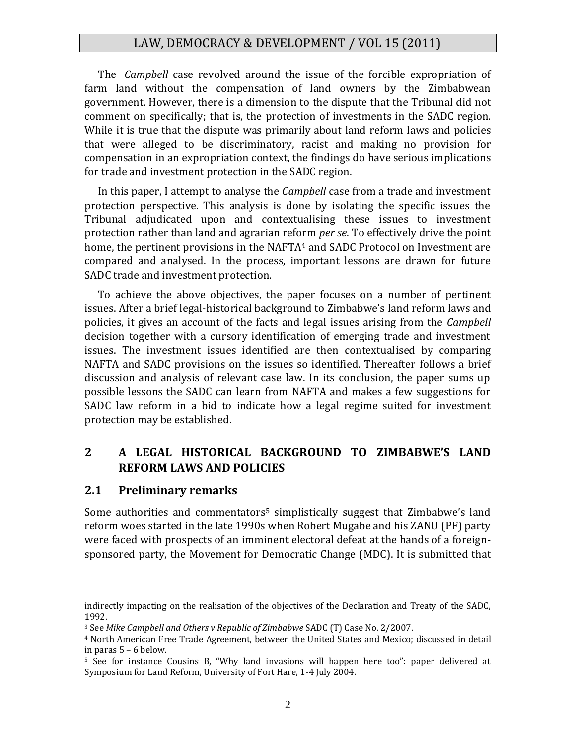The *Campbell* case revolved around the issue of the forcible expropriation of farm land without the compensation of land owners by the Zimbabwean government. However, there is a dimension to the dispute that the Tribunal did not comment on specifically; that is, the protection of investments in the SADC region. While it is true that the dispute was primarily about land reform laws and policies that were alleged to be discriminatory, racist and making no provision for compensation in an expropriation context, the findings do have serious implications for trade and investment protection in the SADC region.

In this paper, I attempt to analyse the *Campbell* case from a trade and investment protection perspective. This analysis is done by isolating the specific issues the Tribunal adjudicated upon and contextualising these issues to investment protection rather than land and agrarian reform *per se*. To effectively drive the point home, the pertinent provisions in the NAFTA[4] and SADC Protocol on Investment are compared and analysed. In the process, important lessons are drawn for future SADC trade and investment protection.

To achieve the above objectives, the paper focuses on a number of pertinent issues. After a brief legal-historical background to Zimbabwe's land reform laws and policies, it gives an account of the facts and legal issues arising from the *Campbell* decision together with a cursory identification of emerging trade and investment issues. The investment issues identified are then contextualised by comparing NAFTA and SADC provisions on the issues so identified. Thereafter follows a brief discussion and analysis of relevant case law. In its conclusion, the paper sums up possible lessons the SADC can learn from NAFTA and makes a few suggestions for SADC law reform in a bid to indicate how a legal regime suited for investment protection may be established.

## 2 A LEGAL HISTORICAL BACKGROUND TO ZIMBABWE'S LAND REFORM LAWS AND POLICIES

### 2.1 Preliminary remarks

Some authorities and commentators[5] simplistically suggest that Zimbabwe's land reform woes started in the late 1990s when Robert Mugabe and his ZANU (PF) party were faced with prospects of an imminent electoral defeat at the hands of a foreign-sponsored party, the Movement for Democratic Change (MDC). It is submitted that

---

indirectly impacting on the realisation of the objectives of the Declaration and Treaty of the SADC, 1992.

[3] See *Mike Campbell and Others v Republic of Zimbabwe* SADC (T) Case No. 2/2007.

[4] North American Free Trade Agreement, between the United States and Mexico; discussed in detail in paras 5 – 6 below.

[5] See for instance Cousins B, "Why land invasions will happen here too": paper delivered at Symposium for Land Reform, University of Fort Hare, 1-4 July 2004.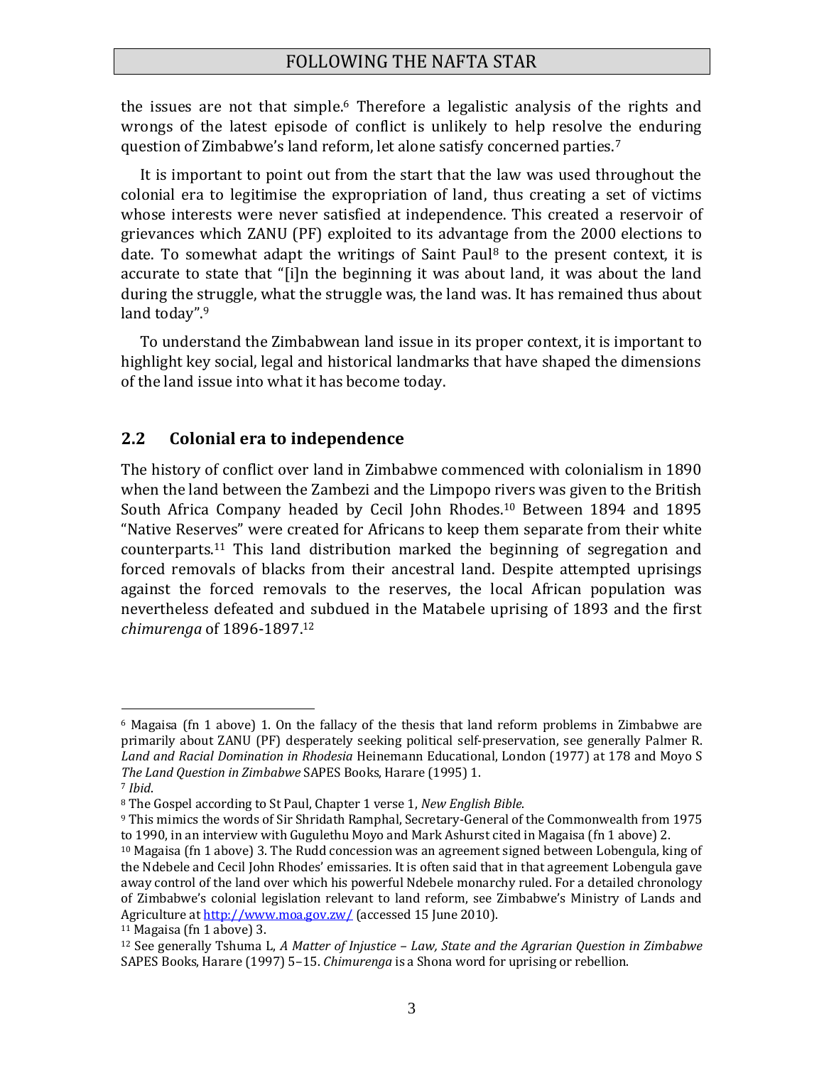the issues are not that simple.[6] Therefore a legalistic analysis of the rights and wrongs of the latest episode of conflict is unlikely to help resolve the enduring question of Zimbabwe's land reform, let alone satisfy concerned parties.[7]

It is important to point out from the start that the law was used throughout the colonial era to legitimise the expropriation of land, thus creating a set of victims whose interests were never satisfied at independence. This created a reservoir of grievances which ZANU (PF) exploited to its advantage from the 2000 elections to date. To somewhat adapt the writings of Saint Paul[8] to the present context, it is accurate to state that "[i]n the beginning it was about land, it was about the land during the struggle, what the struggle was, the land was. It has remained thus about land today".[9]

To understand the Zimbabwean land issue in its proper context, it is important to highlight key social, legal and historical landmarks that have shaped the dimensions of the land issue into what it has become today.

## 2.2 Colonial era to independence

The history of conflict over land in Zimbabwe commenced with colonialism in 1890 when the land between the Zambezi and the Limpopo rivers was given to the British South Africa Company headed by Cecil John Rhodes.[10] Between 1894 and 1895 "Native Reserves" were created for Africans to keep them separate from their white counterparts.[11] This land distribution marked the beginning of segregation and forced removals of blacks from their ancestral land. Despite attempted uprisings against the forced removals to the reserves, the local African population was nevertheless defeated and subdued in the Matabele uprising of 1893 and the first *chimurenga* of 1896-1897.[12]

---

[6] Magaisa (fn 1 above) 1. On the fallacy of the thesis that land reform problems in Zimbabwe are primarily about ZANU (PF) desperately seeking political self-preservation, see generally Palmer R. *Land and Racial Domination in Rhodesia* Heinemann Educational, London (1977) at 178 and Moyo S *The Land Question in Zimbabwe* SAPES Books, Harare (1995) 1.

[7] *Ibid*.

[8] The Gospel according to St Paul, Chapter 1 verse 1, *New English Bible*.

[9] This mimics the words of Sir Shridath Ramphal, Secretary-General of the Commonwealth from 1975 to 1990, in an interview with Gugulethu Moyo and Mark Ashurst cited in Magaisa (fn 1 above) 2.

[10] Magaisa (fn 1 above) 3. The Rudd concession was an agreement signed between Lobengula, king of the Ndebele and Cecil John Rhodes' emissaries. It is often said that in that agreement Lobengula gave away control of the land over which his powerful Ndebele monarchy ruled. For a detailed chronology of Zimbabwe's colonial legislation relevant to land reform, see Zimbabwe's Ministry of Lands and Agriculture at http://www.moa.gov.zw/ (accessed 15 June 2010).

[11] Magaisa (fn 1 above) 3.

[12] See generally Tshuma L, *A Matter of Injustice – Law, State and the Agrarian Question in Zimbabwe* SAPES Books, Harare (1997) 5–15. *Chimurenga* is a Shona word for uprising or rebellion.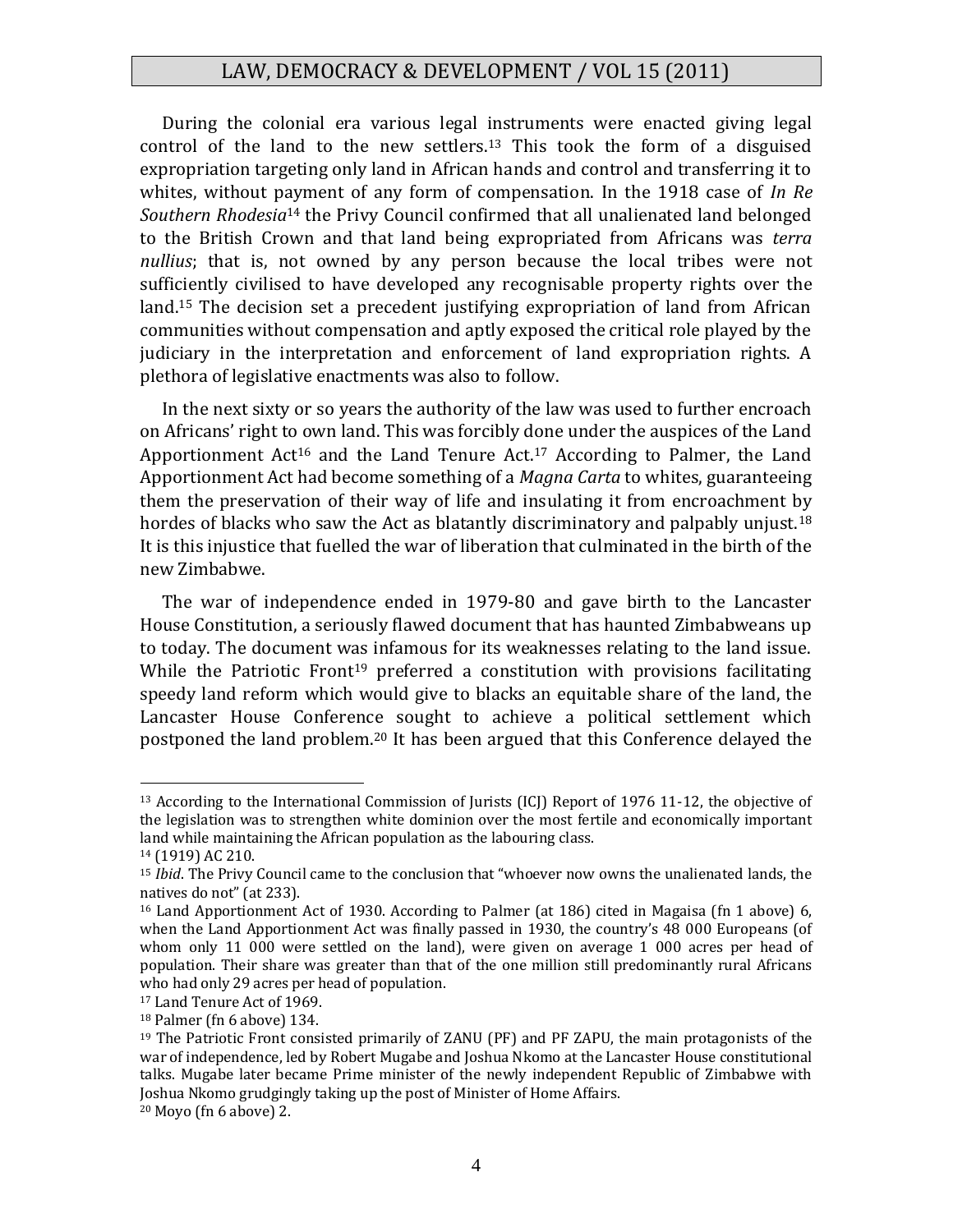During the colonial era various legal instruments were enacted giving legal control of the land to the new settlers.[13] This took the form of a disguised expropriation targeting only land in African hands and control and transferring it to whites, without payment of any form of compensation. In the 1918 case of *In Re Southern Rhodesia*[14] the Privy Council confirmed that all unalienated land belonged to the British Crown and that land being expropriated from Africans was *terra nullius*; that is, not owned by any person because the local tribes were not sufficiently civilised to have developed any recognisable property rights over the land.[15] The decision set a precedent justifying expropriation of land from African communities without compensation and aptly exposed the critical role played by the judiciary in the interpretation and enforcement of land expropriation rights. A plethora of legislative enactments was also to follow.

In the next sixty or so years the authority of the law was used to further encroach on Africans' right to own land. This was forcibly done under the auspices of the Land Apportionment Act[16] and the Land Tenure Act.[17] According to Palmer, the Land Apportionment Act had become something of a *Magna Carta* to whites, guaranteeing them the preservation of their way of life and insulating it from encroachment by hordes of blacks who saw the Act as blatantly discriminatory and palpably unjust.[18] It is this injustice that fuelled the war of liberation that culminated in the birth of the new Zimbabwe.

The war of independence ended in 1979-80 and gave birth to the Lancaster House Constitution, a seriously flawed document that has haunted Zimbabweans up to today. The document was infamous for its weaknesses relating to the land issue. While the Patriotic Front[19] preferred a constitution with provisions facilitating speedy land reform which would give to blacks an equitable share of the land, the Lancaster House Conference sought to achieve a political settlement which postponed the land problem.[20] It has been argued that this Conference delayed the

---

[13] According to the International Commission of Jurists (ICJ) Report of 1976 11-12, the objective of the legislation was to strengthen white dominion over the most fertile and economically important land while maintaining the African population as the labouring class.

[14] (1919) AC 210.

[15] *Ibid*. The Privy Council came to the conclusion that "whoever now owns the unalienated lands, the natives do not" (at 233).

[16] Land Apportionment Act of 1930. According to Palmer (at 186) cited in Magaisa (fn 1 above) 6, when the Land Apportionment Act was finally passed in 1930, the country's 48 000 Europeans (of whom only 11 000 were settled on the land), were given on average 1 000 acres per head of population. Their share was greater than that of the one million still predominantly rural Africans who had only 29 acres per head of population.

[17] Land Tenure Act of 1969.

[18] Palmer (fn 6 above) 134.

[19] The Patriotic Front consisted primarily of ZANU (PF) and PF ZAPU, the main protagonists of the war of independence, led by Robert Mugabe and Joshua Nkomo at the Lancaster House constitutional talks. Mugabe later became Prime minister of the newly independent Republic of Zimbabwe with Joshua Nkomo grudgingly taking up the post of Minister of Home Affairs.

[20] Moyo (fn 6 above) 2.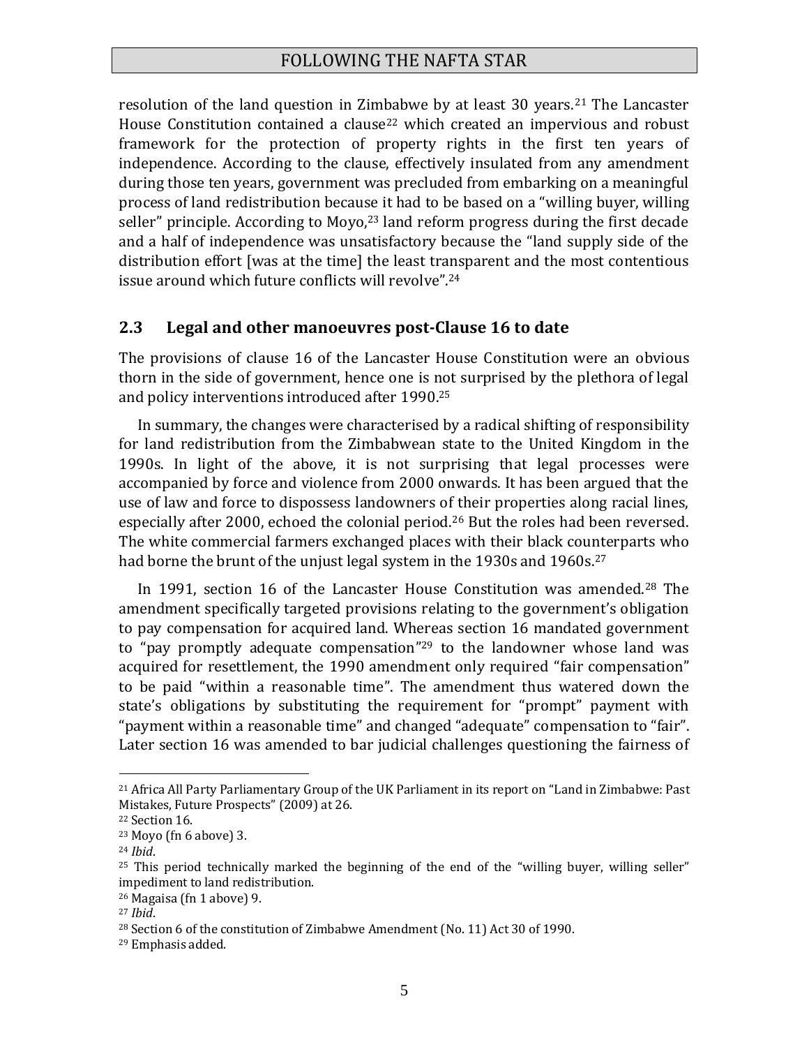resolution of the land question in Zimbabwe by at least 30 years.[21] The Lancaster House Constitution contained a clause[22] which created an impervious and robust framework for the protection of property rights in the first ten years of independence. According to the clause, effectively insulated from any amendment during those ten years, government was precluded from embarking on a meaningful process of land redistribution because it had to be based on a "willing buyer, willing seller" principle. According to Moyo,[23] land reform progress during the first decade and a half of independence was unsatisfactory because the "land supply side of the distribution effort [was at the time] the least transparent and the most contentious issue around which future conflicts will revolve".[24]

## 2.3 Legal and other manoeuvres post-Clause 16 to date

The provisions of clause 16 of the Lancaster House Constitution were an obvious thorn in the side of government, hence one is not surprised by the plethora of legal and policy interventions introduced after 1990.[25]

In summary, the changes were characterised by a radical shifting of responsibility for land redistribution from the Zimbabwean state to the United Kingdom in the 1990s. In light of the above, it is not surprising that legal processes were accompanied by force and violence from 2000 onwards. It has been argued that the use of law and force to dispossess landowners of their properties along racial lines, especially after 2000, echoed the colonial period.[26] But the roles had been reversed. The white commercial farmers exchanged places with their black counterparts who had borne the brunt of the unjust legal system in the 1930s and 1960s.[27]

In 1991, section 16 of the Lancaster House Constitution was amended.[28] The amendment specifically targeted provisions relating to the government's obligation to pay compensation for acquired land. Whereas section 16 mandated government to "pay promptly adequate compensation"[29] to the landowner whose land was acquired for resettlement, the 1990 amendment only required "fair compensation" to be paid "within a reasonable time". The amendment thus watered down the state's obligations by substituting the requirement for "prompt" payment with "payment within a reasonable time" and changed "adequate" compensation to "fair". Later section 16 was amended to bar judicial challenges questioning the fairness of

---

[21] Africa All Party Parliamentary Group of the UK Parliament in its report on "Land in Zimbabwe: Past Mistakes, Future Prospects" (2009) at 26.

[22] Section 16.

[23] Moyo (fn 6 above) 3.

[24] *Ibid*.

[25] This period technically marked the beginning of the end of the "willing buyer, willing seller" impediment to land redistribution.

[26] Magaisa (fn 1 above) 9.

[27] *Ibid*.

[28] Section 6 of the constitution of Zimbabwe Amendment (No. 11) Act 30 of 1990.

[29] Emphasis added.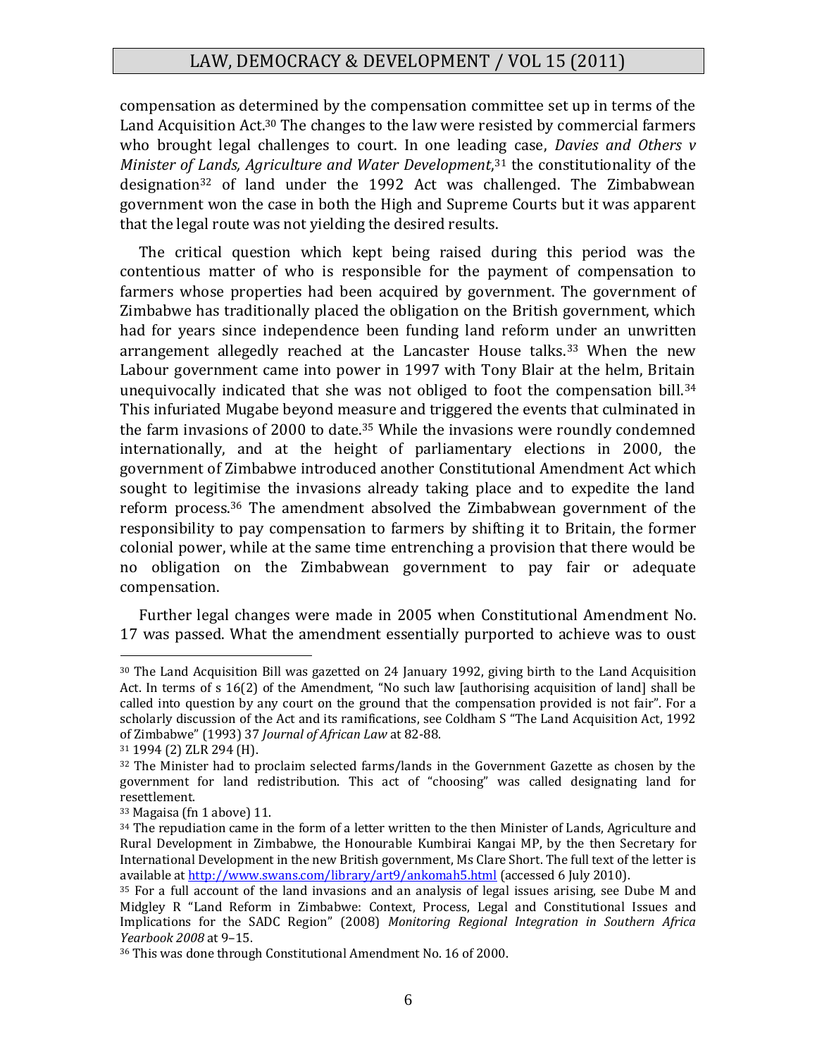compensation as determined by the compensation committee set up in terms of the Land Acquisition Act.[30] The changes to the law were resisted by commercial farmers who brought legal challenges to court. In one leading case, *Davies and Others v Minister of Lands, Agriculture and Water Development*,[31] the constitutionality of the designation[32] of land under the 1992 Act was challenged. The Zimbabwean government won the case in both the High and Supreme Courts but it was apparent that the legal route was not yielding the desired results.

The critical question which kept being raised during this period was the contentious matter of who is responsible for the payment of compensation to farmers whose properties had been acquired by government. The government of Zimbabwe has traditionally placed the obligation on the British government, which had for years since independence been funding land reform under an unwritten arrangement allegedly reached at the Lancaster House talks.[33] When the new Labour government came into power in 1997 with Tony Blair at the helm, Britain unequivocally indicated that she was not obliged to foot the compensation bill.[34] This infuriated Mugabe beyond measure and triggered the events that culminated in the farm invasions of 2000 to date.[35] While the invasions were roundly condemned internationally, and at the height of parliamentary elections in 2000, the government of Zimbabwe introduced another Constitutional Amendment Act which sought to legitimise the invasions already taking place and to expedite the land reform process.[36] The amendment absolved the Zimbabwean government of the responsibility to pay compensation to farmers by shifting it to Britain, the former colonial power, while at the same time entrenching a provision that there would be no obligation on the Zimbabwean government to pay fair or adequate compensation.

Further legal changes were made in 2005 when Constitutional Amendment No. 17 was passed. What the amendment essentially purported to achieve was to oust

---

[30] The Land Acquisition Bill was gazetted on 24 January 1992, giving birth to the Land Acquisition Act. In terms of s 16(2) of the Amendment, "No such law [authorising acquisition of land] shall be called into question by any court on the ground that the compensation provided is not fair". For a scholarly discussion of the Act and its ramifications, see Coldham S "The Land Acquisition Act, 1992 of Zimbabwe" (1993) 37 *Journal of African Law* at 82-88.

[31] 1994 (2) ZLR 294 (H).

[32] The Minister had to proclaim selected farms/lands in the Government Gazette as chosen by the government for land redistribution. This act of "choosing" was called designating land for resettlement.

[33] Magaisa (fn 1 above) 11.

[34] The repudiation came in the form of a letter written to the then Minister of Lands, Agriculture and Rural Development in Zimbabwe, the Honourable Kumbirai Kangai MP, by the then Secretary for International Development in the new British government, Ms Clare Short. The full text of the letter is available at http://www.swans.com/library/art9/ankomah5.html (accessed 6 July 2010).

[35] For a full account of the land invasions and an analysis of legal issues arising, see Dube M and Midgley R "Land Reform in Zimbabwe: Context, Process, Legal and Constitutional Issues and Implications for the SADC Region" (2008) *Monitoring Regional Integration in Southern Africa Yearbook 2008* at 9–15.

[36] This was done through Constitutional Amendment No. 16 of 2000.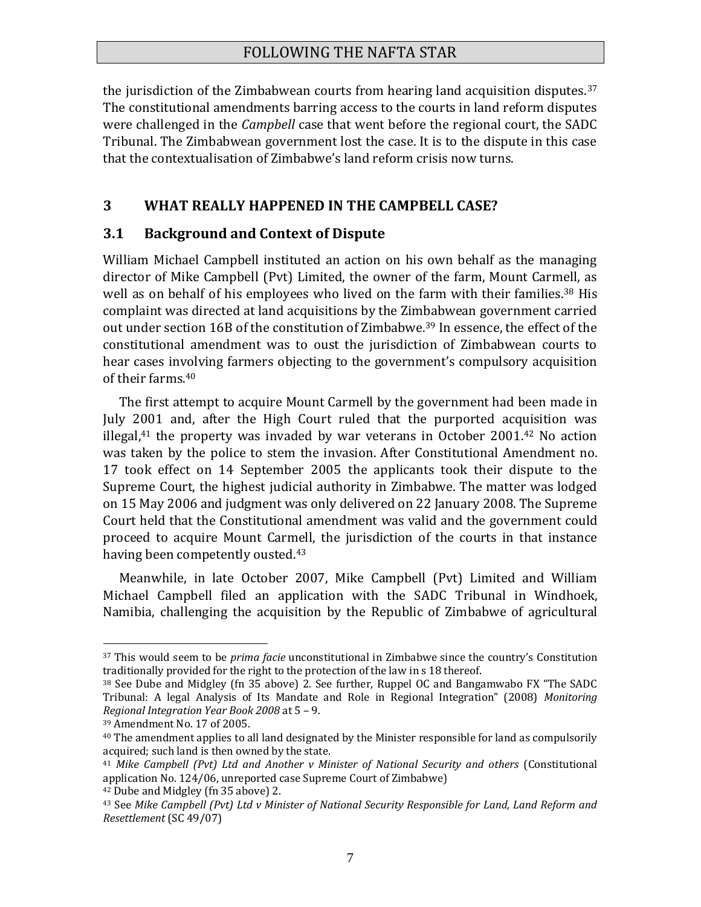the jurisdiction of the Zimbabwean courts from hearing land acquisition disputes.[37] The constitutional amendments barring access to the courts in land reform disputes were challenged in the *Campbell* case that went before the regional court, the SADC Tribunal. The Zimbabwean government lost the case. It is to the dispute in this case that the contextualisation of Zimbabwe's land reform crisis now turns.

## 3 WHAT REALLY HAPPENED IN THE CAMPBELL CASE?

### 3.1 Background and Context of Dispute

William Michael Campbell instituted an action on his own behalf as the managing director of Mike Campbell (Pvt) Limited, the owner of the farm, Mount Carmell, as well as on behalf of his employees who lived on the farm with their families.[38] His complaint was directed at land acquisitions by the Zimbabwean government carried out under section 16B of the constitution of Zimbabwe.[39] In essence, the effect of the constitutional amendment was to oust the jurisdiction of Zimbabwean courts to hear cases involving farmers objecting to the government's compulsory acquisition of their farms.[40]

The first attempt to acquire Mount Carmell by the government had been made in July 2001 and, after the High Court ruled that the purported acquisition was illegal,[41] the property was invaded by war veterans in October 2001.[42] No action was taken by the police to stem the invasion. After Constitutional Amendment no. 17 took effect on 14 September 2005 the applicants took their dispute to the Supreme Court, the highest judicial authority in Zimbabwe. The matter was lodged on 15 May 2006 and judgment was only delivered on 22 January 2008. The Supreme Court held that the Constitutional amendment was valid and the government could proceed to acquire Mount Carmell, the jurisdiction of the courts in that instance having been competently ousted.[43]

Meanwhile, in late October 2007, Mike Campbell (Pvt) Limited and William Michael Campbell filed an application with the SADC Tribunal in Windhoek, Namibia, challenging the acquisition by the Republic of Zimbabwe of agricultural

---

[37] This would seem to be *prima facie* unconstitutional in Zimbabwe since the country's Constitution traditionally provided for the right to the protection of the law in s 18 thereof.

[38] See Dube and Midgley (fn 35 above) 2. See further, Ruppel OC and Bangamwabo FX "The SADC Tribunal: A legal Analysis of Its Mandate and Role in Regional Integration" (2008) *Monitoring Regional Integration Year Book 2008* at 5 – 9.

[39] Amendment No. 17 of 2005.

[40] The amendment applies to all land designated by the Minister responsible for land as compulsorily acquired; such land is then owned by the state.

[41] *Mike Campbell (Pvt) Ltd and Another v Minister of National Security and others* (Constitutional application No. 124/06, unreported case Supreme Court of Zimbabwe)

[42] Dube and Midgley (fn 35 above) 2.

[43] See *Mike Campbell (Pvt) Ltd v Minister of National Security Responsible for Land, Land Reform and Resettlement* (SC 49/07)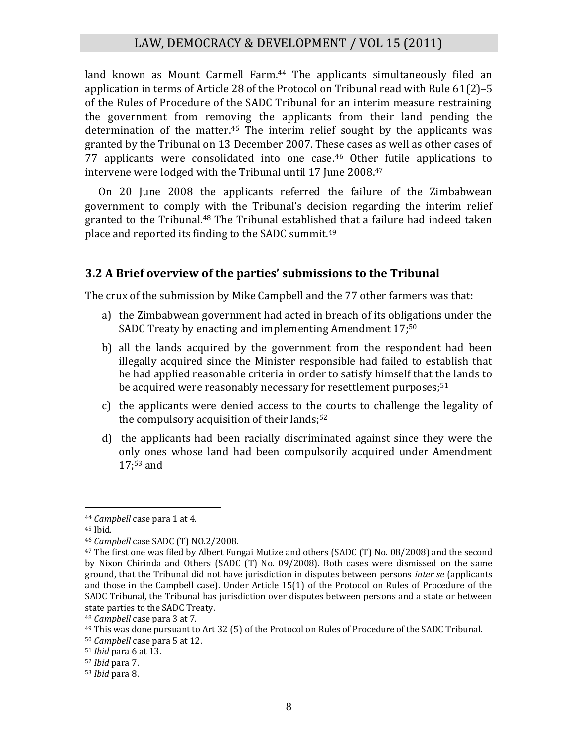land known as Mount Carmell Farm.[44] The applicants simultaneously filed an application in terms of Article 28 of the Protocol on Tribunal read with Rule 61(2)–5 of the Rules of Procedure of the SADC Tribunal for an interim measure restraining the government from removing the applicants from their land pending the determination of the matter.[45] The interim relief sought by the applicants was granted by the Tribunal on 13 December 2007. These cases as well as other cases of 77 applicants were consolidated into one case.[46] Other futile applications to intervene were lodged with the Tribunal until 17 June 2008.[47]

On 20 June 2008 the applicants referred the failure of the Zimbabwean government to comply with the Tribunal's decision regarding the interim relief granted to the Tribunal.[48] The Tribunal established that a failure had indeed taken place and reported its finding to the SADC summit.[49]

### 3.2 A Brief overview of the parties' submissions to the Tribunal

The crux of the submission by Mike Campbell and the 77 other farmers was that:

a) the Zimbabwean government had acted in breach of its obligations under the SADC Treaty by enacting and implementing Amendment 17;[50]

b) all the lands acquired by the government from the respondent had been illegally acquired since the Minister responsible had failed to establish that he had applied reasonable criteria in order to satisfy himself that the lands to be acquired were reasonably necessary for resettlement purposes;[51]

c) the applicants were denied access to the courts to challenge the legality of the compulsory acquisition of their lands;[52]

d) the applicants had been racially discriminated against since they were the only ones whose land had been compulsorily acquired under Amendment 17;[53] and

---

[44] *Campbell* case para 1 at 4.

[45] Ibid.

[46] *Campbell* case SADC (T) NO.2/2008.

[47] The first one was filed by Albert Fungai Mutize and others (SADC (T) No. 08/2008) and the second by Nixon Chirinda and Others (SADC (T) No. 09/2008). Both cases were dismissed on the same ground, that the Tribunal did not have jurisdiction in disputes between persons *inter se* (applicants and those in the Campbell case). Under Article 15(1) of the Protocol on Rules of Procedure of the SADC Tribunal, the Tribunal has jurisdiction over disputes between persons and a state or between state parties to the SADC Treaty.

[48] *Campbell* case para 3 at 7.

[49] This was done pursuant to Art 32 (5) of the Protocol on Rules of Procedure of the SADC Tribunal.

[50] *Campbell* case para 5 at 12.

[51] *Ibid* para 6 at 13.

[52] *Ibid* para 7.

[53] *Ibid* para 8.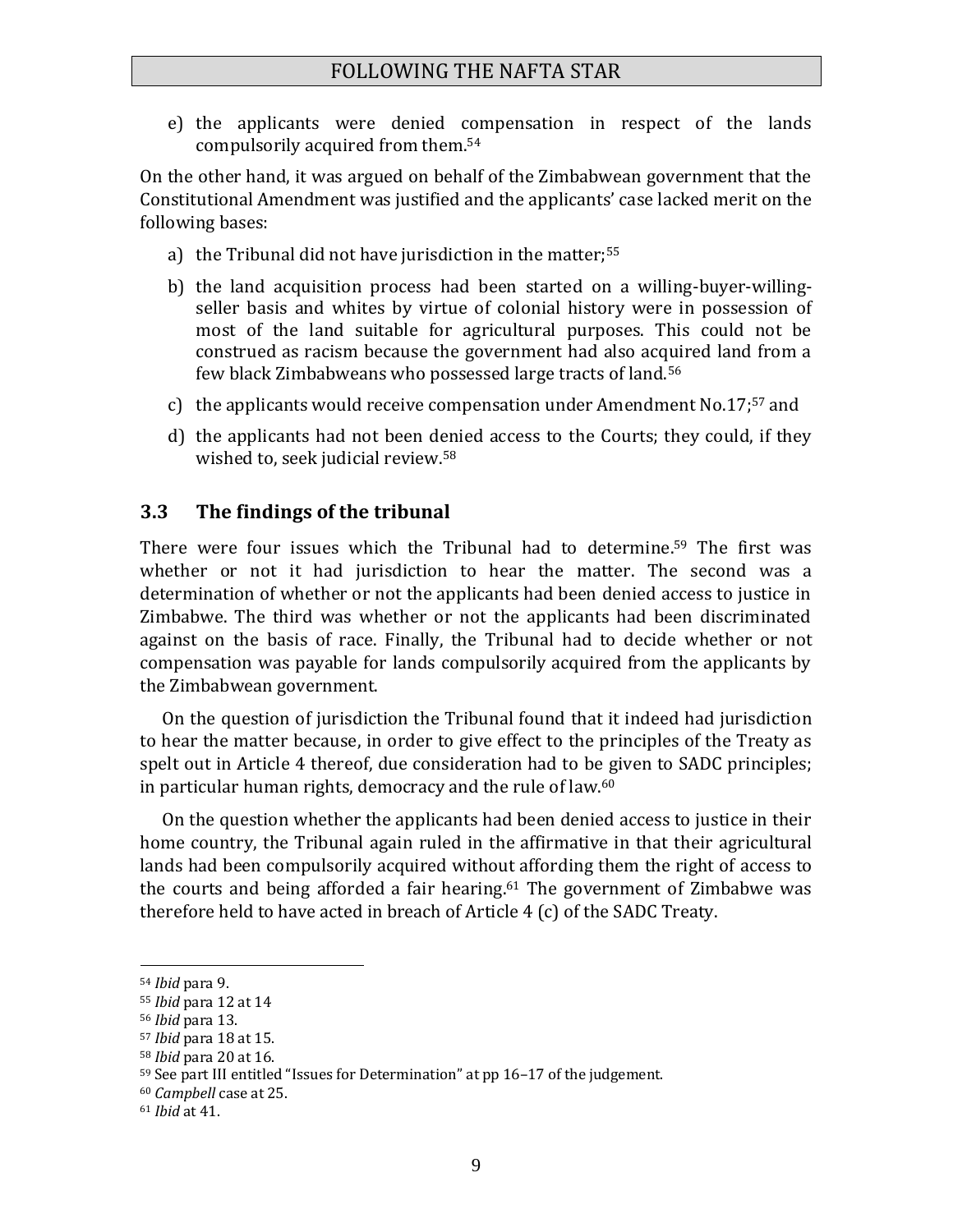e) the applicants were denied compensation in respect of the lands compulsorily acquired from them.[54]

On the other hand, it was argued on behalf of the Zimbabwean government that the Constitutional Amendment was justified and the applicants' case lacked merit on the following bases:

a) the Tribunal did not have jurisdiction in the matter;[55]

b) the land acquisition process had been started on a willing-buyer-willing-seller basis and whites by virtue of colonial history were in possession of most of the land suitable for agricultural purposes. This could not be construed as racism because the government had also acquired land from a few black Zimbabweans who possessed large tracts of land.[56]

c) the applicants would receive compensation under Amendment No.17;[57] and

d) the applicants had not been denied access to the Courts; they could, if they wished to, seek judicial review.[58]

### 3.3 The findings of the tribunal

There were four issues which the Tribunal had to determine.[59] The first was whether or not it had jurisdiction to hear the matter. The second was a determination of whether or not the applicants had been denied access to justice in Zimbabwe. The third was whether or not the applicants had been discriminated against on the basis of race. Finally, the Tribunal had to decide whether or not compensation was payable for lands compulsorily acquired from the applicants by the Zimbabwean government.

On the question of jurisdiction the Tribunal found that it indeed had jurisdiction to hear the matter because, in order to give effect to the principles of the Treaty as spelt out in Article 4 thereof, due consideration had to be given to SADC principles; in particular human rights, democracy and the rule of law.[60]

On the question whether the applicants had been denied access to justice in their home country, the Tribunal again ruled in the affirmative in that their agricultural lands had been compulsorily acquired without affording them the right of access to the courts and being afforded a fair hearing.[61] The government of Zimbabwe was therefore held to have acted in breach of Article 4 (c) of the SADC Treaty.

---

[54] *Ibid* para 9.

[55] *Ibid* para 12 at 14

[56] *Ibid* para 13.

[57] *Ibid* para 18 at 15.

[58] *Ibid* para 20 at 16.

[59] See part III entitled "Issues for Determination" at pp 16–17 of the judgement.

[60] *Campbell* case at 25.

[61] *Ibid* at 41.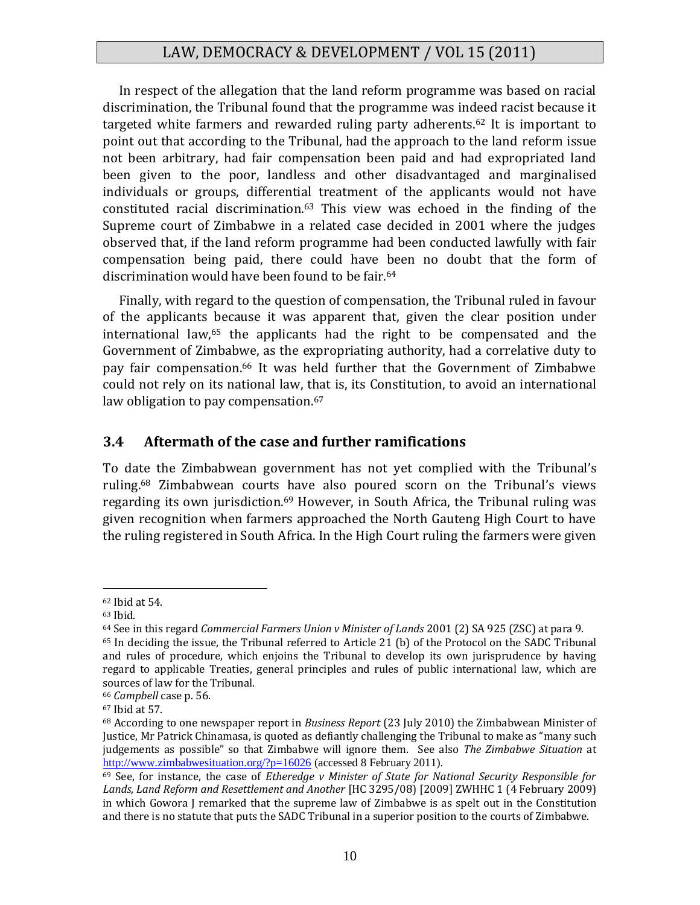In respect of the allegation that the land reform programme was based on racial discrimination, the Tribunal found that the programme was indeed racist because it targeted white farmers and rewarded ruling party adherents.[62] It is important to point out that according to the Tribunal, had the approach to the land reform issue not been arbitrary, had fair compensation been paid and had expropriated land been given to the poor, landless and other disadvantaged and marginalised individuals or groups, differential treatment of the applicants would not have constituted racial discrimination.[63] This view was echoed in the finding of the Supreme court of Zimbabwe in a related case decided in 2001 where the judges observed that, if the land reform programme had been conducted lawfully with fair compensation being paid, there could have been no doubt that the form of discrimination would have been found to be fair.[64]

Finally, with regard to the question of compensation, the Tribunal ruled in favour of the applicants because it was apparent that, given the clear position under international law,[65] the applicants had the right to be compensated and the Government of Zimbabwe, as the expropriating authority, had a correlative duty to pay fair compensation.[66] It was held further that the Government of Zimbabwe could not rely on its national law, that is, its Constitution, to avoid an international law obligation to pay compensation.[67]

### 3.4 Aftermath of the case and further ramifications

To date the Zimbabwean government has not yet complied with the Tribunal's ruling.[68] Zimbabwean courts have also poured scorn on the Tribunal's views regarding its own jurisdiction.[69] However, in South Africa, the Tribunal ruling was given recognition when farmers approached the North Gauteng High Court to have the ruling registered in South Africa. In the High Court ruling the farmers were given

---

[62] Ibid at 54.

[63] Ibid.

[64] See in this regard *Commercial Farmers Union v Minister of Lands* 2001 (2) SA 925 (ZSC) at para 9.

[65] In deciding the issue, the Tribunal referred to Article 21 (b) of the Protocol on the SADC Tribunal and rules of procedure, which enjoins the Tribunal to develop its own jurisprudence by having regard to applicable Treaties, general principles and rules of public international law, which are sources of law for the Tribunal.

[66] *Campbell* case p. 56.

[67] Ibid at 57.

[68] According to one newspaper report in *Business Report* (23 July 2010) the Zimbabwean Minister of Justice, Mr Patrick Chinamasa, is quoted as defiantly challenging the Tribunal to make as "many such judgements as possible" so that Zimbabwe will ignore them. See also *The Zimbabwe Situation* at http://www.zimbabwesituation.org/?p=16026 (accessed 8 February 2011).

[69] See, for instance, the case of *Etheredge v Minister of State for National Security Responsible for Lands, Land Reform and Resettlement and Another* [HC 3295/08] [2009] ZWHHC 1 (4 February 2009) in which Gowora J remarked that the supreme law of Zimbabwe is as spelt out in the Constitution and there is no statute that puts the SADC Tribunal in a superior position to the courts of Zimbabwe.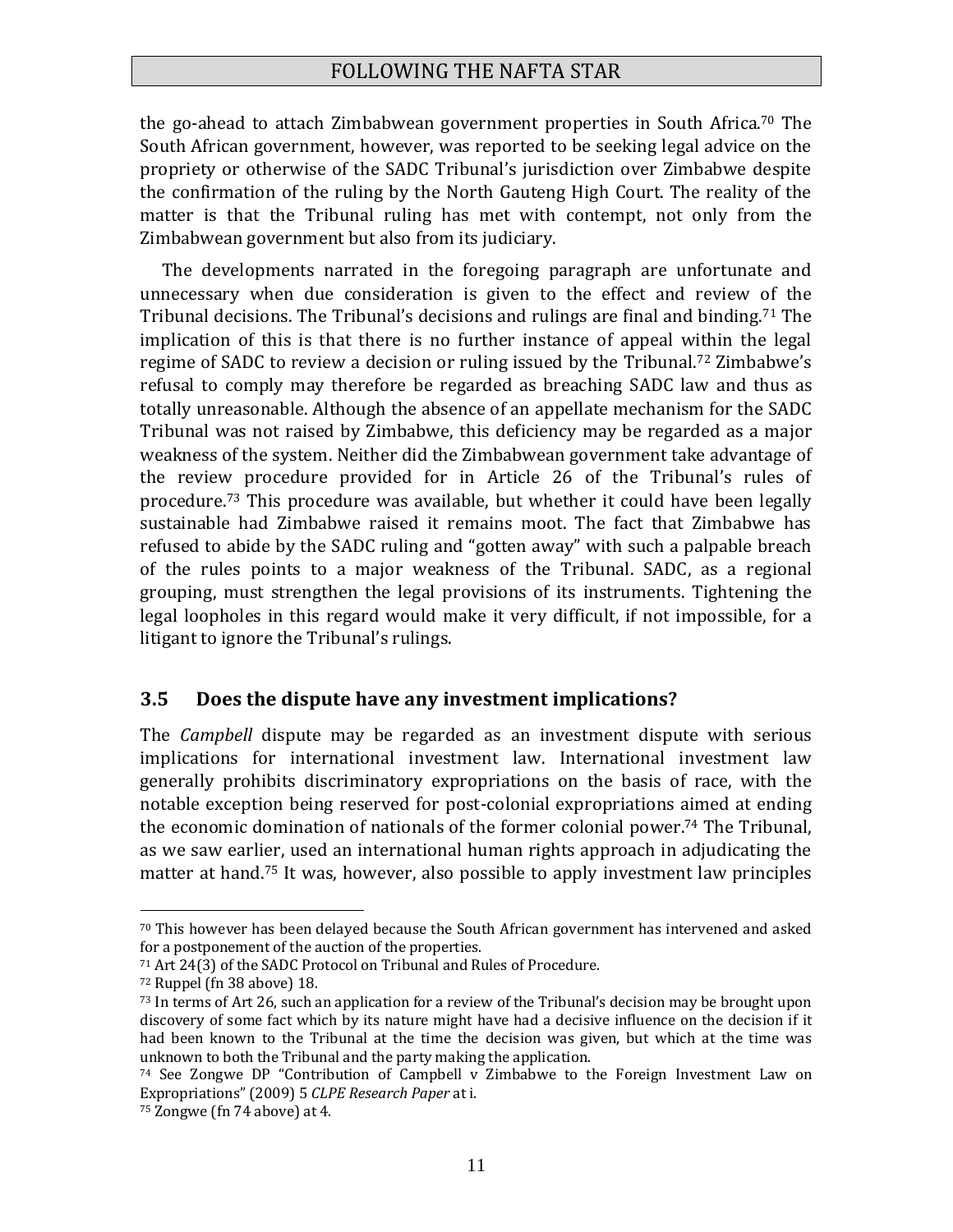the go-ahead to attach Zimbabwean government properties in South Africa.[70] The South African government, however, was reported to be seeking legal advice on the propriety or otherwise of the SADC Tribunal's jurisdiction over Zimbabwe despite the confirmation of the ruling by the North Gauteng High Court. The reality of the matter is that the Tribunal ruling has met with contempt, not only from the Zimbabwean government but also from its judiciary.

The developments narrated in the foregoing paragraph are unfortunate and unnecessary when due consideration is given to the effect and review of the Tribunal decisions. The Tribunal's decisions and rulings are final and binding.[71] The implication of this is that there is no further instance of appeal within the legal regime of SADC to review a decision or ruling issued by the Tribunal.[72] Zimbabwe's refusal to comply may therefore be regarded as breaching SADC law and thus as totally unreasonable. Although the absence of an appellate mechanism for the SADC Tribunal was not raised by Zimbabwe, this deficiency may be regarded as a major weakness of the system. Neither did the Zimbabwean government take advantage of the review procedure provided for in Article 26 of the Tribunal's rules of procedure.[73] This procedure was available, but whether it could have been legally sustainable had Zimbabwe raised it remains moot. The fact that Zimbabwe has refused to abide by the SADC ruling and "gotten away" with such a palpable breach of the rules points to a major weakness of the Tribunal. SADC, as a regional grouping, must strengthen the legal provisions of its instruments. Tightening the legal loopholes in this regard would make it very difficult, if not impossible, for a litigant to ignore the Tribunal's rulings.

### 3.5 Does the dispute have any investment implications?

The *Campbell* dispute may be regarded as an investment dispute with serious implications for international investment law. International investment law generally prohibits discriminatory expropriations on the basis of race, with the notable exception being reserved for post-colonial expropriations aimed at ending the economic domination of nationals of the former colonial power.[74] The Tribunal, as we saw earlier, used an international human rights approach in adjudicating the matter at hand.[75] It was, however, also possible to apply investment law principles

---

[70] This however has been delayed because the South African government has intervened and asked for a postponement of the auction of the properties.

[71] Art 24(3) of the SADC Protocol on Tribunal and Rules of Procedure.

[72] Ruppel (fn 38 above) 18.

[73] In terms of Art 26, such an application for a review of the Tribunal's decision may be brought upon discovery of some fact which by its nature might have had a decisive influence on the decision if it had been known to the Tribunal at the time the decision was given, but which at the time was unknown to both the Tribunal and the party making the application.

[74] See Zongwe DP "Contribution of Campbell v Zimbabwe to the Foreign Investment Law on Expropriations" (2009) 5 *CLPE Research Paper* at i.

[75] Zongwe (fn 74 above) at 4.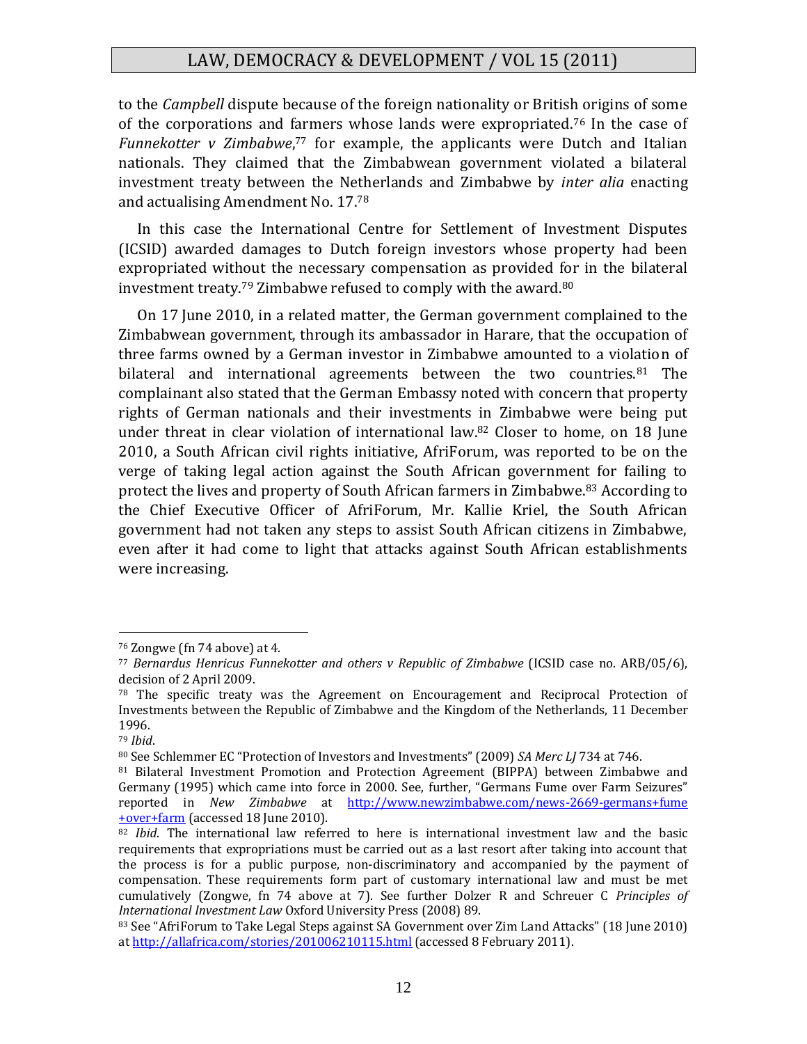to the *Campbell* dispute because of the foreign nationality or British origins of some of the corporations and farmers whose lands were expropriated.[76] In the case of *Funnekotter v Zimbabwe*,[77] for example, the applicants were Dutch and Italian nationals. They claimed that the Zimbabwean government violated a bilateral investment treaty between the Netherlands and Zimbabwe by *inter alia* enacting and actualising Amendment No. 17.[78]

In this case the International Centre for Settlement of Investment Disputes (ICSID) awarded damages to Dutch foreign investors whose property had been expropriated without the necessary compensation as provided for in the bilateral investment treaty.[79] Zimbabwe refused to comply with the award.[80]

On 17 June 2010, in a related matter, the German government complained to the Zimbabwean government, through its ambassador in Harare, that the occupation of three farms owned by a German investor in Zimbabwe amounted to a violation of bilateral and international agreements between the two countries.[81] The complainant also stated that the German Embassy noted with concern that property rights of German nationals and their investments in Zimbabwe were being put under threat in clear violation of international law.[82] Closer to home, on 18 June 2010, a South African civil rights initiative, AfriForum, was reported to be on the verge of taking legal action against the South African government for failing to protect the lives and property of South African farmers in Zimbabwe.[83] According to the Chief Executive Officer of AfriForum, Mr. Kallie Kriel, the South African government had not taken any steps to assist South African citizens in Zimbabwe, even after it had come to light that attacks against South African establishments were increasing.

---

[76] Zongwe (fn 74 above) at 4.

[77] *Bernardus Henricus Funnekotter and others v Republic of Zimbabwe* (ICSID case no. ARB/05/6), decision of 2 April 2009.

[78] The specific treaty was the Agreement on Encouragement and Reciprocal Protection of Investments between the Republic of Zimbabwe and the Kingdom of the Netherlands, 11 December 1996.

[79] *Ibid*.

[80] See Schlemmer EC "Protection of Investors and Investments" (2009) *SA Merc LJ* 734 at 746.

[81] Bilateral Investment Promotion and Protection Agreement (BIPPA) between Zimbabwe and Germany (1995) which came into force in 2000. See, further, "Germans Fume over Farm Seizures" reported in *New Zimbabwe* at http://www.newzimbabwe.com/news-2669-germans+fume+over+farm (accessed 18 June 2010).

[82] *Ibid*. The international law referred to here is international investment law and the basic requirements that expropriations must be carried out as a last resort after taking into account that the process is for a public purpose, non-discriminatory and accompanied by the payment of compensation. These requirements form part of customary international law and must be met cumulatively (Zongwe, fn 74 above at 7). See further Dolzer R and Schreuer C *Principles of International Investment Law* Oxford University Press (2008) 89.

[83] See "AfriForum to Take Legal Steps against SA Government over Zim Land Attacks" (18 June 2010) at http://allafrica.com/stories/201006210115.html (accessed 8 February 2011).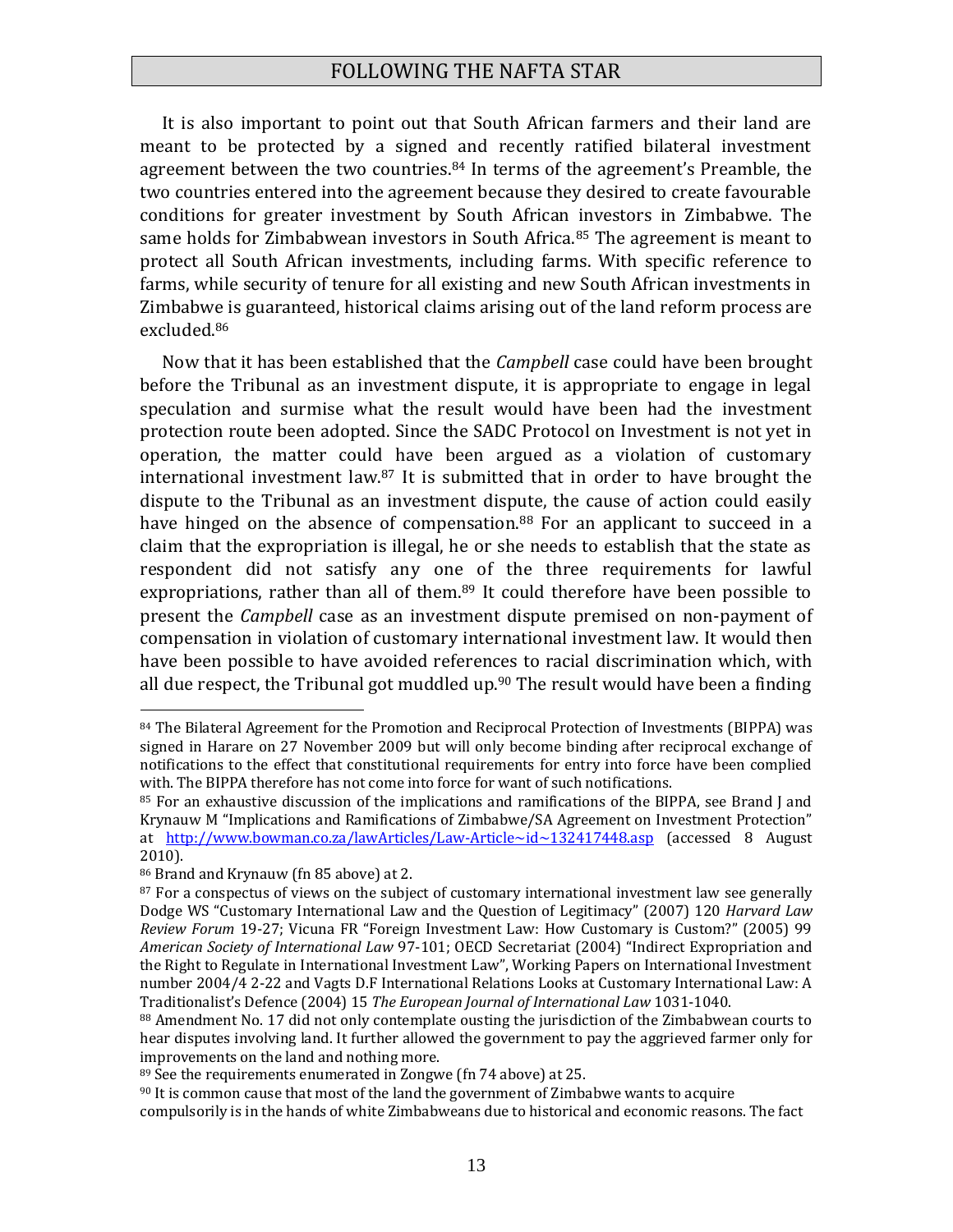It is also important to point out that South African farmers and their land are meant to be protected by a signed and recently ratified bilateral investment agreement between the two countries.[84] In terms of the agreement's Preamble, the two countries entered into the agreement because they desired to create favourable conditions for greater investment by South African investors in Zimbabwe. The same holds for Zimbabwean investors in South Africa.[85] The agreement is meant to protect all South African investments, including farms. With specific reference to farms, while security of tenure for all existing and new South African investments in Zimbabwe is guaranteed, historical claims arising out of the land reform process are excluded.[86]

Now that it has been established that the *Campbell* case could have been brought before the Tribunal as an investment dispute, it is appropriate to engage in legal speculation and surmise what the result would have been had the investment protection route been adopted. Since the SADC Protocol on Investment is not yet in operation, the matter could have been argued as a violation of customary international investment law.[87] It is submitted that in order to have brought the dispute to the Tribunal as an investment dispute, the cause of action could easily have hinged on the absence of compensation.[88] For an applicant to succeed in a claim that the expropriation is illegal, he or she needs to establish that the state as respondent did not satisfy any one of the three requirements for lawful expropriations, rather than all of them.[89] It could therefore have been possible to present the *Campbell* case as an investment dispute premised on non-payment of compensation in violation of customary international investment law. It would then have been possible to have avoided references to racial discrimination which, with all due respect, the Tribunal got muddled up.[90] The result would have been a finding

---

[84] The Bilateral Agreement for the Promotion and Reciprocal Protection of Investments (BIPPA) was signed in Harare on 27 November 2009 but will only become binding after reciprocal exchange of notifications to the effect that constitutional requirements for entry into force have been complied with. The BIPPA therefore has not come into force for want of such notifications.

[85] For an exhaustive discussion of the implications and ramifications of the BIPPA, see Brand J and Krynauw M "Implications and Ramifications of Zimbabwe/SA Agreement on Investment Protection" at http://www.bowman.co.za/lawArticles/Law-Article~id~132417448.asp (accessed 8 August 2010).

[86] Brand and Krynauw (fn 85 above) at 2.

[87] For a conspectus of views on the subject of customary international investment law see generally Dodge WS "Customary International Law and the Question of Legitimacy" (2007) 120 *Harvard Law Review Forum* 19-27; Vicuna FR "Foreign Investment Law: How Customary is Custom?" (2005) 99 *American Society of International Law* 97-101; OECD Secretariat (2004) "Indirect Expropriation and the Right to Regulate in International Investment Law", Working Papers on International Investment number 2004/4 2-22 and Vagts D.F International Relations Looks at Customary International Law: A Traditionalist's Defence (2004) 15 *The European Journal of International Law* 1031-1040.

[88] Amendment No. 17 did not only contemplate ousting the jurisdiction of the Zimbabwean courts to hear disputes involving land. It further allowed the government to pay the aggrieved farmer only for improvements on the land and nothing more.

[89] See the requirements enumerated in Zongwe (fn 74 above) at 25.

[90] It is common cause that most of the land the government of Zimbabwe wants to acquire compulsorily is in the hands of white Zimbabweans due to historical and economic reasons. The fact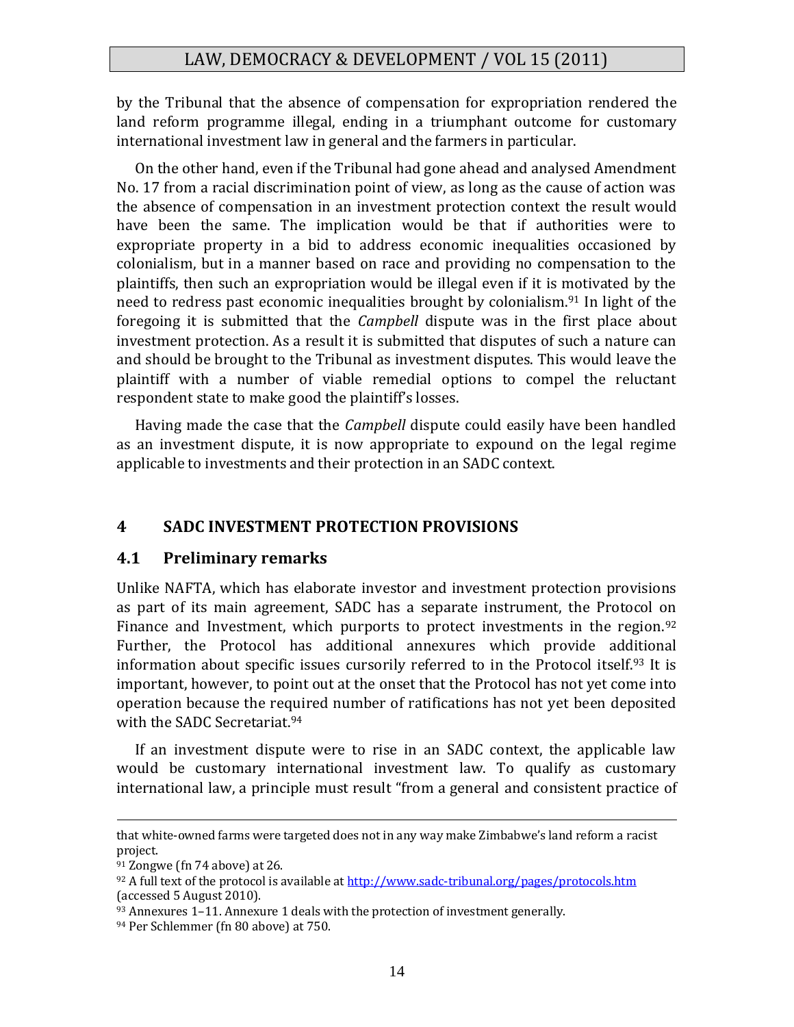by the Tribunal that the absence of compensation for expropriation rendered the land reform programme illegal, ending in a triumphant outcome for customary international investment law in general and the farmers in particular.

On the other hand, even if the Tribunal had gone ahead and analysed Amendment No. 17 from a racial discrimination point of view, as long as the cause of action was the absence of compensation in an investment protection context the result would have been the same. The implication would be that if authorities were to expropriate property in a bid to address economic inequalities occasioned by colonialism, but in a manner based on race and providing no compensation to the plaintiffs, then such an expropriation would be illegal even if it is motivated by the need to redress past economic inequalities brought by colonialism.[91] In light of the foregoing it is submitted that the *Campbell* dispute was in the first place about investment protection. As a result it is submitted that disputes of such a nature can and should be brought to the Tribunal as investment disputes. This would leave the plaintiff with a number of viable remedial options to compel the reluctant respondent state to make good the plaintiff's losses.

Having made the case that the *Campbell* dispute could easily have been handled as an investment dispute, it is now appropriate to expound on the legal regime applicable to investments and their protection in an SADC context.

## 4 SADC INVESTMENT PROTECTION PROVISIONS

### 4.1 Preliminary remarks

Unlike NAFTA, which has elaborate investor and investment protection provisions as part of its main agreement, SADC has a separate instrument, the Protocol on Finance and Investment, which purports to protect investments in the region.[92] Further, the Protocol has additional annexures which provide additional information about specific issues cursorily referred to in the Protocol itself.[93] It is important, however, to point out at the onset that the Protocol has not yet come into operation because the required number of ratifications has not yet been deposited with the SADC Secretariat.[94]

If an investment dispute were to rise in an SADC context, the applicable law would be customary international investment law. To qualify as customary international law, a principle must result "from a general and consistent practice of

---

that white-owned farms were targeted does not in any way make Zimbabwe's land reform a racist project.

[91] Zongwe (fn 74 above) at 26.

[92] A full text of the protocol is available at http://www.sadc-tribunal.org/pages/protocols.htm (accessed 5 August 2010).

[93] Annexures 1–11. Annexure 1 deals with the protection of investment generally.

[94] Per Schlemmer (fn 80 above) at 750.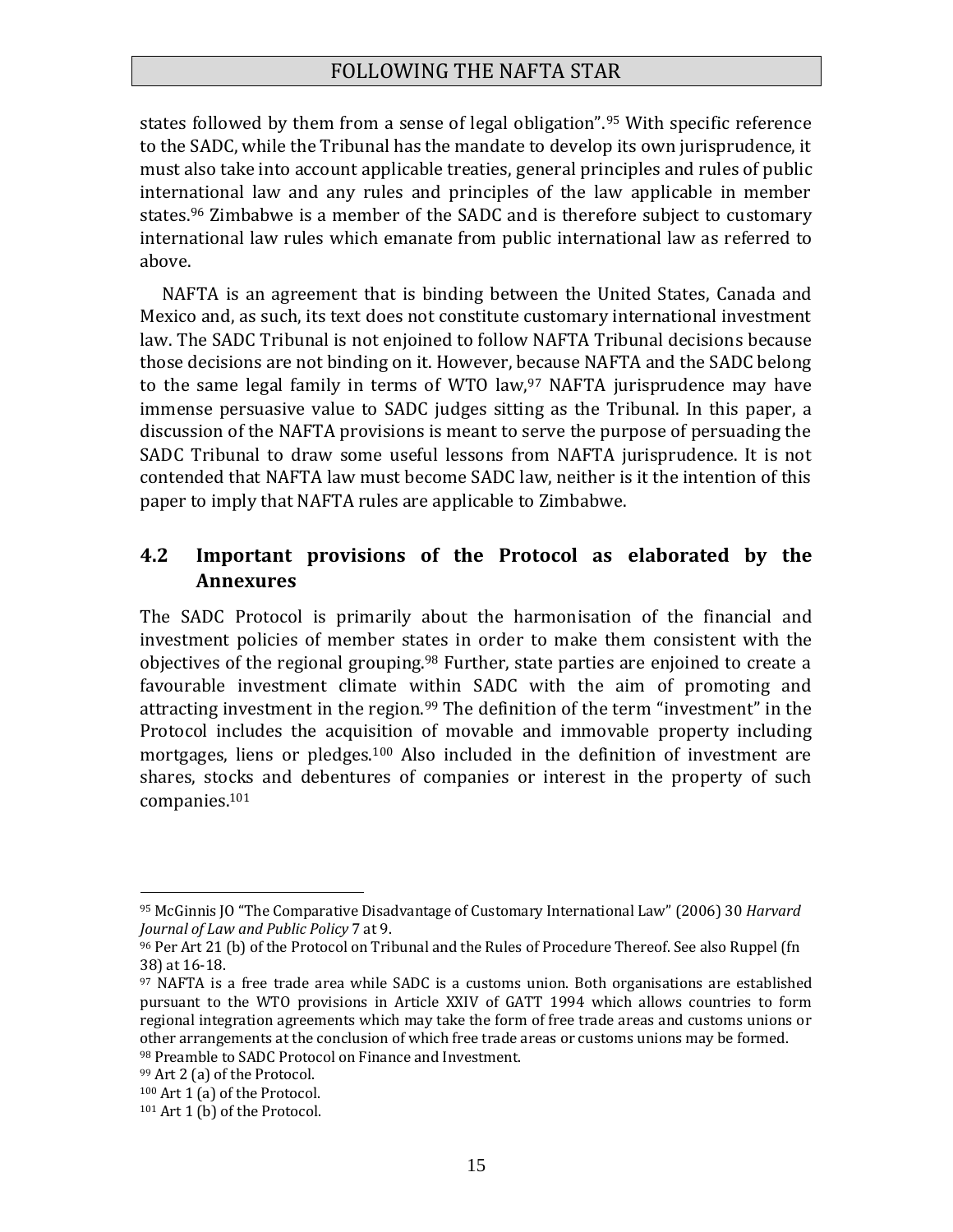states followed by them from a sense of legal obligation".[95] With specific reference to the SADC, while the Tribunal has the mandate to develop its own jurisprudence, it must also take into account applicable treaties, general principles and rules of public international law and any rules and principles of the law applicable in member states.[96] Zimbabwe is a member of the SADC and is therefore subject to customary international law rules which emanate from public international law as referred to above.

NAFTA is an agreement that is binding between the United States, Canada and Mexico and, as such, its text does not constitute customary international investment law. The SADC Tribunal is not enjoined to follow NAFTA Tribunal decisions because those decisions are not binding on it. However, because NAFTA and the SADC belong to the same legal family in terms of WTO law,[97] NAFTA jurisprudence may have immense persuasive value to SADC judges sitting as the Tribunal. In this paper, a discussion of the NAFTA provisions is meant to serve the purpose of persuading the SADC Tribunal to draw some useful lessons from NAFTA jurisprudence. It is not contended that NAFTA law must become SADC law, neither is it the intention of this paper to imply that NAFTA rules are applicable to Zimbabwe.

## 4.2 Important provisions of the Protocol as elaborated by the Annexures

The SADC Protocol is primarily about the harmonisation of the financial and investment policies of member states in order to make them consistent with the objectives of the regional grouping.[98] Further, state parties are enjoined to create a favourable investment climate within SADC with the aim of promoting and attracting investment in the region.[99] The definition of the term "investment" in the Protocol includes the acquisition of movable and immovable property including mortgages, liens or pledges.[100] Also included in the definition of investment are shares, stocks and debentures of companies or interest in the property of such companies.[101]

---

[95] McGinnis JO "The Comparative Disadvantage of Customary International Law" (2006) 30 *Harvard Journal of Law and Public Policy* 7 at 9.

[96] Per Art 21 (b) of the Protocol on Tribunal and the Rules of Procedure Thereof. See also Ruppel (fn 38) at 16-18.

[97] NAFTA is a free trade area while SADC is a customs union. Both organisations are established pursuant to the WTO provisions in Article XXIV of GATT 1994 which allows countries to form regional integration agreements which may take the form of free trade areas and customs unions or other arrangements at the conclusion of which free trade areas or customs unions may be formed.

[98] Preamble to SADC Protocol on Finance and Investment.

[99] Art 2 (a) of the Protocol.

[100] Art 1 (a) of the Protocol.

[101] Art 1 (b) of the Protocol.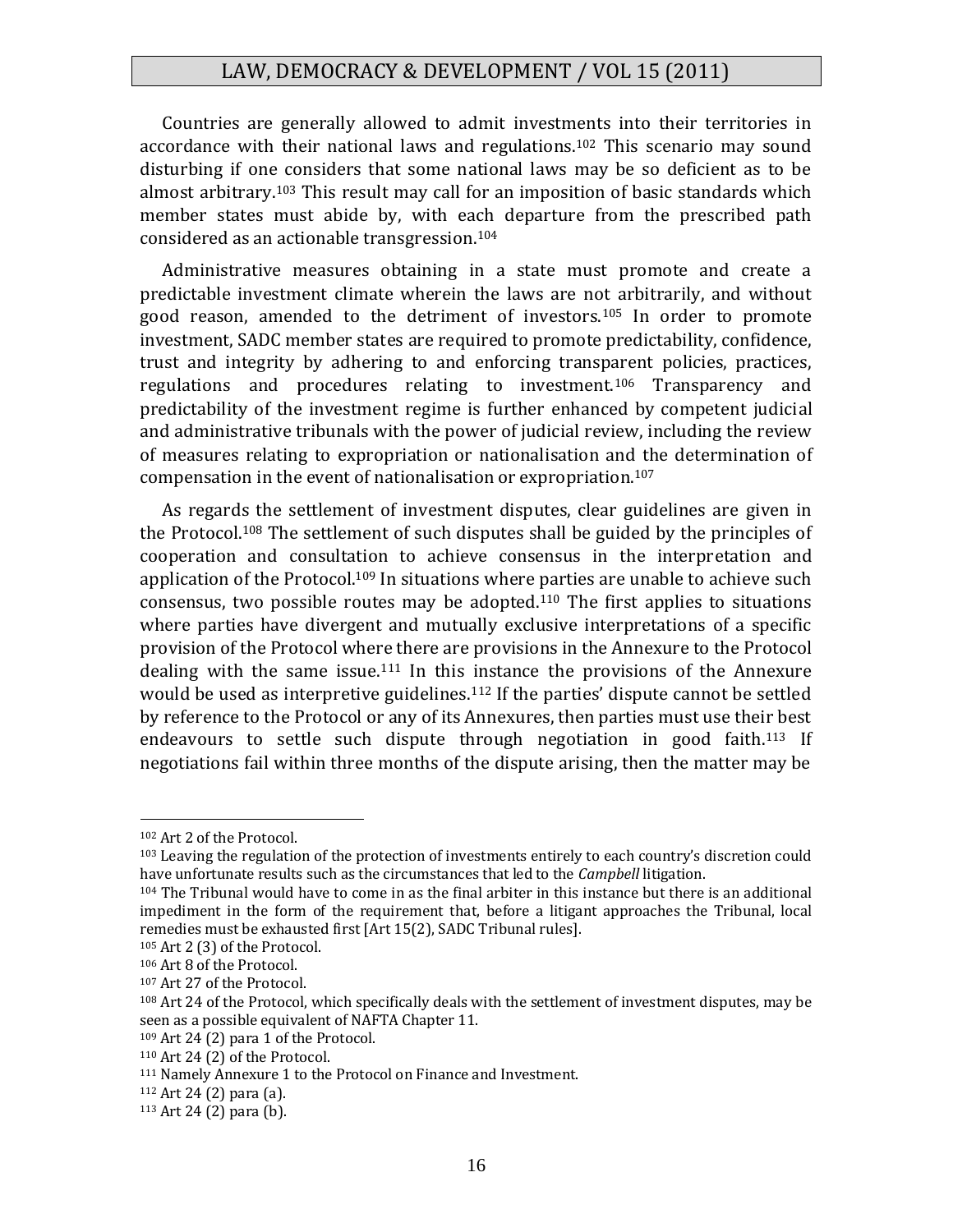Countries are generally allowed to admit investments into their territories in accordance with their national laws and regulations.[102] This scenario may sound disturbing if one considers that some national laws may be so deficient as to be almost arbitrary.[103] This result may call for an imposition of basic standards which member states must abide by, with each departure from the prescribed path considered as an actionable transgression.[104]

Administrative measures obtaining in a state must promote and create a predictable investment climate wherein the laws are not arbitrarily, and without good reason, amended to the detriment of investors.[105] In order to promote investment, SADC member states are required to promote predictability, confidence, trust and integrity by adhering to and enforcing transparent policies, practices, regulations and procedures relating to investment.[106] Transparency and predictability of the investment regime is further enhanced by competent judicial and administrative tribunals with the power of judicial review, including the review of measures relating to expropriation or nationalisation and the determination of compensation in the event of nationalisation or expropriation.[107]

As regards the settlement of investment disputes, clear guidelines are given in the Protocol.[108] The settlement of such disputes shall be guided by the principles of cooperation and consultation to achieve consensus in the interpretation and application of the Protocol.[109] In situations where parties are unable to achieve such consensus, two possible routes may be adopted.[110] The first applies to situations where parties have divergent and mutually exclusive interpretations of a specific provision of the Protocol where there are provisions in the Annexure to the Protocol dealing with the same issue.[111] In this instance the provisions of the Annexure would be used as interpretive guidelines.[112] If the parties' dispute cannot be settled by reference to the Protocol or any of its Annexures, then parties must use their best endeavours to settle such dispute through negotiation in good faith.[113] If negotiations fail within three months of the dispute arising, then the matter may be

---

[102] Art 2 of the Protocol.

[103] Leaving the regulation of the protection of investments entirely to each country's discretion could have unfortunate results such as the circumstances that led to the *Campbell* litigation.

[104] The Tribunal would have to come in as the final arbiter in this instance but there is an additional impediment in the form of the requirement that, before a litigant approaches the Tribunal, local remedies must be exhausted first [Art 15(2), SADC Tribunal rules].

[105] Art 2 (3) of the Protocol.

[106] Art 8 of the Protocol.

[107] Art 27 of the Protocol.

[108] Art 24 of the Protocol, which specifically deals with the settlement of investment disputes, may be seen as a possible equivalent of NAFTA Chapter 11.

[109] Art 24 (2) para 1 of the Protocol.

[110] Art 24 (2) of the Protocol.

[111] Namely Annexure 1 to the Protocol on Finance and Investment.

[112] Art 24 (2) para (a).

[113] Art 24 (2) para (b).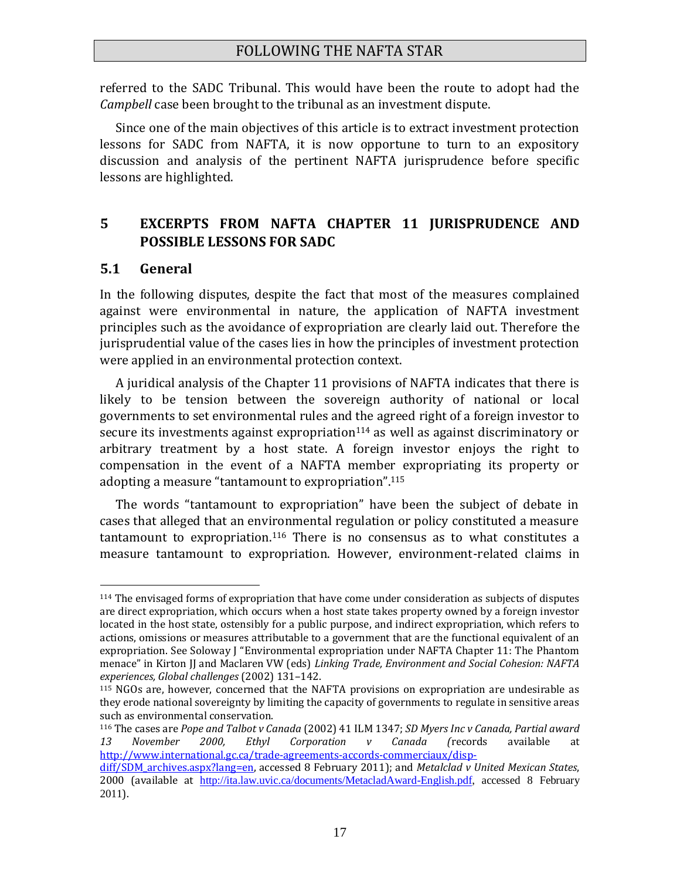referred to the SADC Tribunal. This would have been the route to adopt had the *Campbell* case been brought to the tribunal as an investment dispute.

Since one of the main objectives of this article is to extract investment protection lessons for SADC from NAFTA, it is now opportune to turn to an expository discussion and analysis of the pertinent NAFTA jurisprudence before specific lessons are highlighted.

## 5 EXCERPTS FROM NAFTA CHAPTER 11 JURISPRUDENCE AND POSSIBLE LESSONS FOR SADC

### 5.1 General

In the following disputes, despite the fact that most of the measures complained against were environmental in nature, the application of NAFTA investment principles such as the avoidance of expropriation are clearly laid out. Therefore the jurisprudential value of the cases lies in how the principles of investment protection were applied in an environmental protection context.

A juridical analysis of the Chapter 11 provisions of NAFTA indicates that there is likely to be tension between the sovereign authority of national or local governments to set environmental rules and the agreed right of a foreign investor to secure its investments against expropriation[114] as well as against discriminatory or arbitrary treatment by a host state. A foreign investor enjoys the right to compensation in the event of a NAFTA member expropriating its property or adopting a measure "tantamount to expropriation".[115]

The words "tantamount to expropriation" have been the subject of debate in cases that alleged that an environmental regulation or policy constituted a measure tantamount to expropriation.[116] There is no consensus as to what constitutes a measure tantamount to expropriation. However, environment-related claims in

---

[114] The envisaged forms of expropriation that have come under consideration as subjects of disputes are direct expropriation, which occurs when a host state takes property owned by a foreign investor located in the host state, ostensibly for a public purpose, and indirect expropriation, which refers to actions, omissions or measures attributable to a government that are the functional equivalent of an expropriation. See Soloway J "Environmental expropriation under NAFTA Chapter 11: The Phantom menace" in Kirton JJ and Maclaren VW (eds) *Linking Trade, Environment and Social Cohesion: NAFTA experiences, Global challenges* (2002) 131–142.

[115] NGOs are, however, concerned that the NAFTA provisions on expropriation are undesirable as they erode national sovereignty by limiting the capacity of governments to regulate in sensitive areas such as environmental conservation.

[116] The cases are *Pope and Talbot v Canada* (2002) 41 ILM 1347; *SD Myers Inc v Canada, Partial award 13 November 2000, Ethyl Corporation v Canada (*records available at http://www.international.gc.ca/trade-agreements-accords-commerciaux/disp-diff/SDM_archives.aspx?lang=en, accessed 8 February 2011); and *Metalclad v United Mexican States*, 2000 (available at http://ita.law.uvic.ca/documents/MetacladAward-English.pdf, accessed 8 February 2011).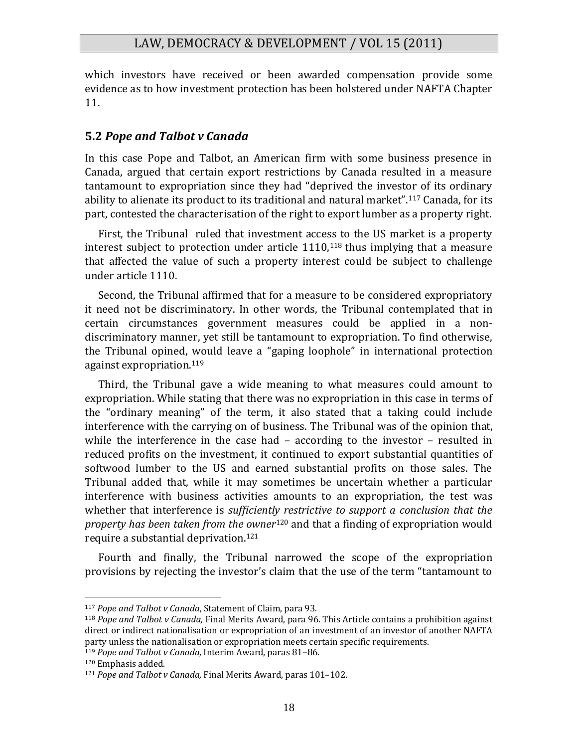which investors have received or been awarded compensation provide some evidence as to how investment protection has been bolstered under NAFTA Chapter 11.

### 5.2 *Pope and Talbot v Canada*

In this case Pope and Talbot, an American firm with some business presence in Canada, argued that certain export restrictions by Canada resulted in a measure tantamount to expropriation since they had "deprived the investor of its ordinary ability to alienate its product to its traditional and natural market".[117] Canada, for its part, contested the characterisation of the right to export lumber as a property right.

First, the Tribunal ruled that investment access to the US market is a property interest subject to protection under article 1110,[118] thus implying that a measure that affected the value of such a property interest could be subject to challenge under article 1110.

Second, the Tribunal affirmed that for a measure to be considered expropriatory it need not be discriminatory. In other words, the Tribunal contemplated that in certain circumstances government measures could be applied in a non-discriminatory manner, yet still be tantamount to expropriation. To find otherwise, the Tribunal opined, would leave a "gaping loophole" in international protection against expropriation.[119]

Third, the Tribunal gave a wide meaning to what measures could amount to expropriation. While stating that there was no expropriation in this case in terms of the "ordinary meaning" of the term, it also stated that a taking could include interference with the carrying on of business. The Tribunal was of the opinion that, while the interference in the case had – according to the investor – resulted in reduced profits on the investment, it continued to export substantial quantities of softwood lumber to the US and earned substantial profits on those sales. The Tribunal added that, while it may sometimes be uncertain whether a particular interference with business activities amounts to an expropriation, the test was whether that interference is *sufficiently restrictive to support a conclusion that the property has been taken from the owner*[120] and that a finding of expropriation would require a substantial deprivation.[121]

Fourth and finally, the Tribunal narrowed the scope of the expropriation provisions by rejecting the investor's claim that the use of the term "tantamount to

---

[117] *Pope and Talbot v Canada*, Statement of Claim, para 93.

[118] *Pope and Talbot v Canada,* Final Merits Award, para 96. This Article contains a prohibition against direct or indirect nationalisation or expropriation of an investment of an investor of another NAFTA party unless the nationalisation or expropriation meets certain specific requirements.

[119] *Pope and Talbot v Canada,* Interim Award, paras 81–86.

[120] Emphasis added.

[121] *Pope and Talbot v Canada,* Final Merits Award, paras 101–102.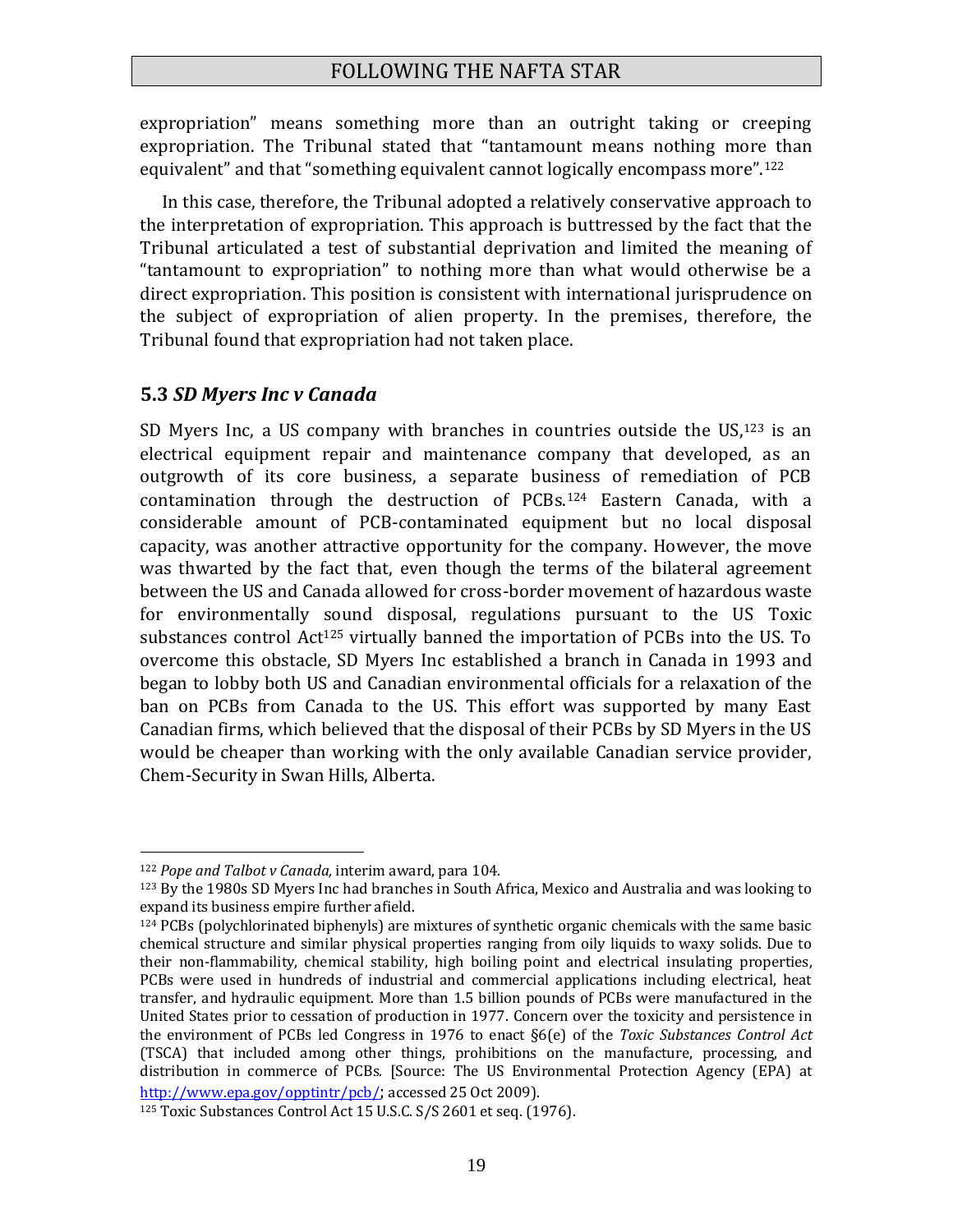expropriation" means something more than an outright taking or creeping expropriation. The Tribunal stated that "tantamount means nothing more than equivalent" and that "something equivalent cannot logically encompass more".[122]

In this case, therefore, the Tribunal adopted a relatively conservative approach to the interpretation of expropriation. This approach is buttressed by the fact that the Tribunal articulated a test of substantial deprivation and limited the meaning of "tantamount to expropriation" to nothing more than what would otherwise be a direct expropriation. This position is consistent with international jurisprudence on the subject of expropriation of alien property. In the premises, therefore, the Tribunal found that expropriation had not taken place.

### 5.3 *SD Myers Inc v Canada*

SD Myers Inc, a US company with branches in countries outside the US,[123] is an electrical equipment repair and maintenance company that developed, as an outgrowth of its core business, a separate business of remediation of PCB contamination through the destruction of PCBs.[124] Eastern Canada, with a considerable amount of PCB-contaminated equipment but no local disposal capacity, was another attractive opportunity for the company. However, the move was thwarted by the fact that, even though the terms of the bilateral agreement between the US and Canada allowed for cross-border movement of hazardous waste for environmentally sound disposal, regulations pursuant to the US Toxic substances control Act[125] virtually banned the importation of PCBs into the US. To overcome this obstacle, SD Myers Inc established a branch in Canada in 1993 and began to lobby both US and Canadian environmental officials for a relaxation of the ban on PCBs from Canada to the US. This effort was supported by many East Canadian firms, which believed that the disposal of their PCBs by SD Myers in the US would be cheaper than working with the only available Canadian service provider, Chem-Security in Swan Hills, Alberta.

---

[122] *Pope and Talbot v Canada,* interim award, para 104.

[123] By the 1980s SD Myers Inc had branches in South Africa, Mexico and Australia and was looking to expand its business empire further afield.

[124] PCBs (polychlorinated biphenyls) are mixtures of synthetic organic chemicals with the same basic chemical structure and similar physical properties ranging from oily liquids to waxy solids. Due to their non-flammability, chemical stability, high boiling point and electrical insulating properties, PCBs were used in hundreds of industrial and commercial applications including electrical, heat transfer, and hydraulic equipment. More than 1.5 billion pounds of PCBs were manufactured in the United States prior to cessation of production in 1977. Concern over the toxicity and persistence in the environment of PCBs led Congress in 1976 to enact §6(e) of the *Toxic Substances Control Act* (TSCA) that included among other things, prohibitions on the manufacture, processing, and distribution in commerce of PCBs. [Source: The US Environmental Protection Agency (EPA) at http://www.epa.gov/opptintr/pcb/; accessed 25 Oct 2009).

[125] Toxic Substances Control Act 15 U.S.C. S/S 2601 et seq. (1976).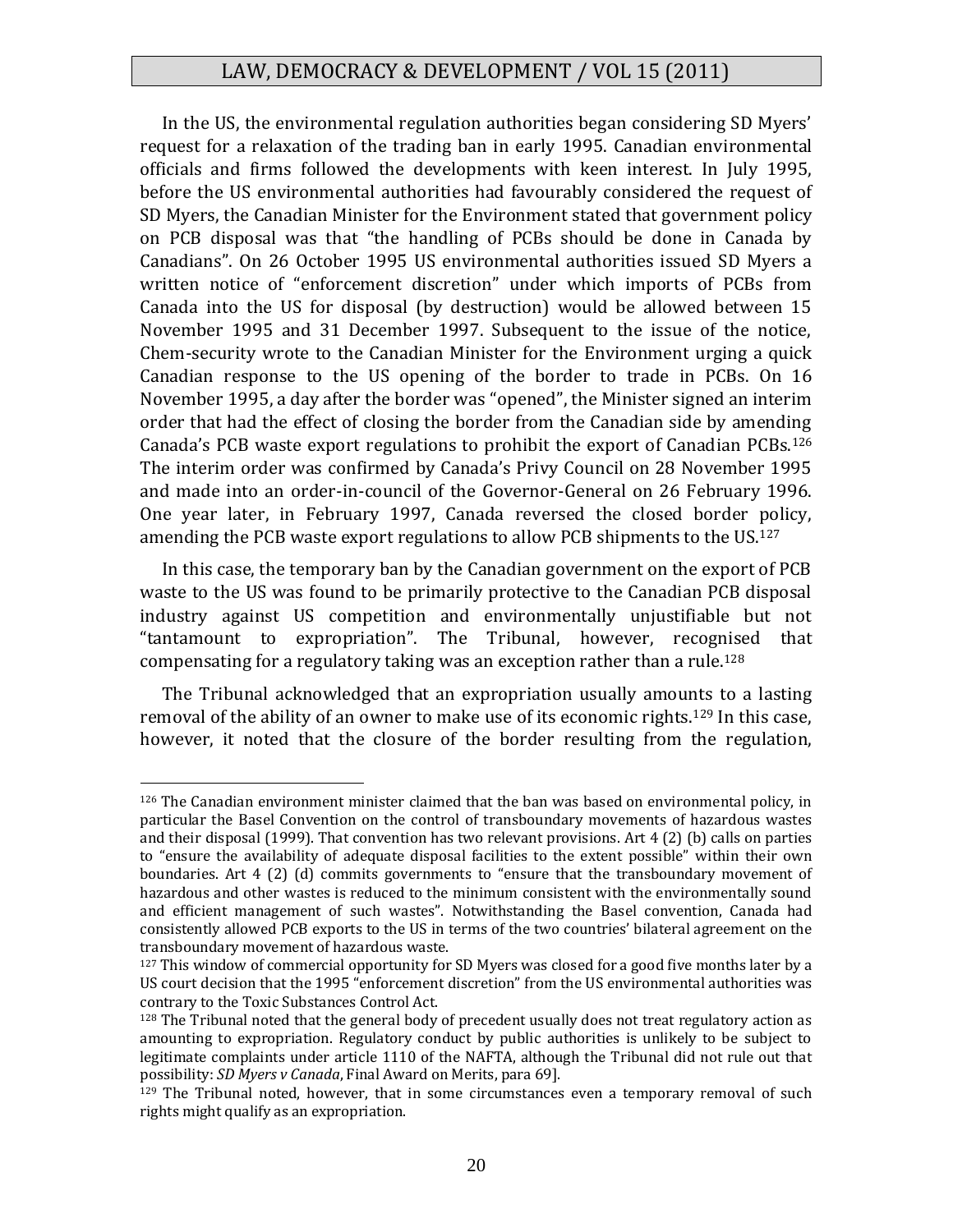In the US, the environmental regulation authorities began considering SD Myers' request for a relaxation of the trading ban in early 1995. Canadian environmental officials and firms followed the developments with keen interest. In July 1995, before the US environmental authorities had favourably considered the request of SD Myers, the Canadian Minister for the Environment stated that government policy on PCB disposal was that "the handling of PCBs should be done in Canada by Canadians". On 26 October 1995 US environmental authorities issued SD Myers a written notice of "enforcement discretion" under which imports of PCBs from Canada into the US for disposal (by destruction) would be allowed between 15 November 1995 and 31 December 1997. Subsequent to the issue of the notice, Chem-security wrote to the Canadian Minister for the Environment urging a quick Canadian response to the US opening of the border to trade in PCBs. On 16 November 1995, a day after the border was "opened", the Minister signed an interim order that had the effect of closing the border from the Canadian side by amending Canada's PCB waste export regulations to prohibit the export of Canadian PCBs.[126] The interim order was confirmed by Canada's Privy Council on 28 November 1995 and made into an order-in-council of the Governor-General on 26 February 1996. One year later, in February 1997, Canada reversed the closed border policy, amending the PCB waste export regulations to allow PCB shipments to the US.[127]

In this case, the temporary ban by the Canadian government on the export of PCB waste to the US was found to be primarily protective to the Canadian PCB disposal industry against US competition and environmentally unjustifiable but not "tantamount to expropriation". The Tribunal, however, recognised that compensating for a regulatory taking was an exception rather than a rule.[128]

The Tribunal acknowledged that an expropriation usually amounts to a lasting removal of the ability of an owner to make use of its economic rights.[129] In this case, however, it noted that the closure of the border resulting from the regulation,

---

[126] The Canadian environment minister claimed that the ban was based on environmental policy, in particular the Basel Convention on the control of transboundary movements of hazardous wastes and their disposal (1999). That convention has two relevant provisions. Art 4 (2) (b) calls on parties to "ensure the availability of adequate disposal facilities to the extent possible" within their own boundaries. Art 4 (2) (d) commits governments to "ensure that the transboundary movement of hazardous and other wastes is reduced to the minimum consistent with the environmentally sound and efficient management of such wastes". Notwithstanding the Basel convention, Canada had consistently allowed PCB exports to the US in terms of the two countries' bilateral agreement on the transboundary movement of hazardous waste.

[127] This window of commercial opportunity for SD Myers was closed for a good five months later by a US court decision that the 1995 "enforcement discretion" from the US environmental authorities was contrary to the Toxic Substances Control Act.

[128] The Tribunal noted that the general body of precedent usually does not treat regulatory action as amounting to expropriation. Regulatory conduct by public authorities is unlikely to be subject to legitimate complaints under article 1110 of the NAFTA, although the Tribunal did not rule out that possibility: *SD Myers v Canada*, Final Award on Merits, para 69].

[129] The Tribunal noted, however, that in some circumstances even a temporary removal of such rights might qualify as an expropriation.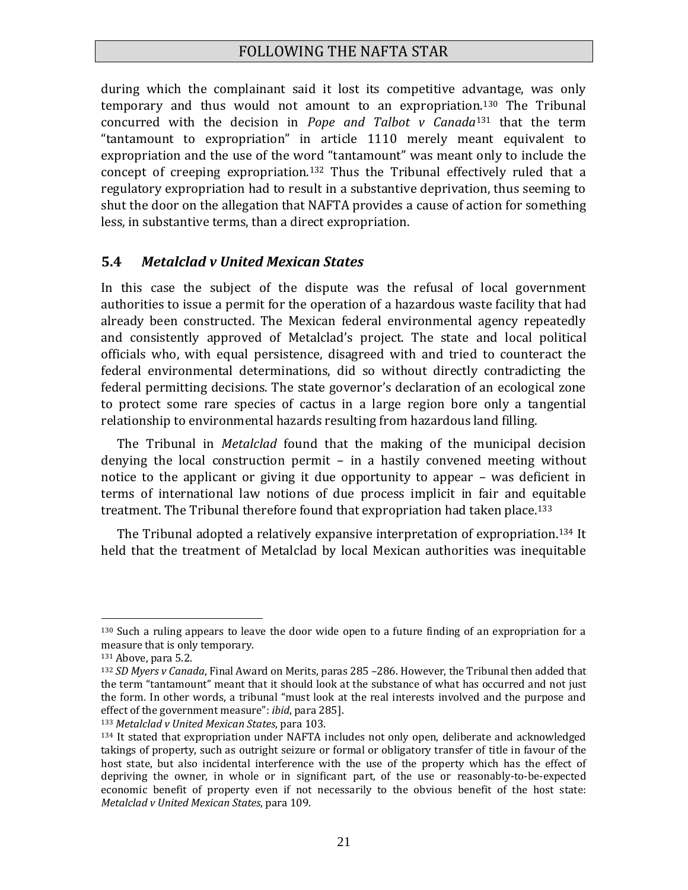during which the complainant said it lost its competitive advantage, was only temporary and thus would not amount to an expropriation.[130] The Tribunal concurred with the decision in *Pope and Talbot v Canada*[131] that the term "tantamount to expropriation" in article 1110 merely meant equivalent to expropriation and the use of the word "tantamount" was meant only to include the concept of creeping expropriation.[132] Thus the Tribunal effectively ruled that a regulatory expropriation had to result in a substantive deprivation, thus seeming to shut the door on the allegation that NAFTA provides a cause of action for something less, in substantive terms, than a direct expropriation.

### 5.4 *Metalclad v United Mexican States*

In this case the subject of the dispute was the refusal of local government authorities to issue a permit for the operation of a hazardous waste facility that had already been constructed. The Mexican federal environmental agency repeatedly and consistently approved of Metalclad's project. The state and local political officials who, with equal persistence, disagreed with and tried to counteract the federal environmental determinations, did so without directly contradicting the federal permitting decisions. The state governor's declaration of an ecological zone to protect some rare species of cactus in a large region bore only a tangential relationship to environmental hazards resulting from hazardous land filling.

The Tribunal in *Metalclad* found that the making of the municipal decision denying the local construction permit – in a hastily convened meeting without notice to the applicant or giving it due opportunity to appear – was deficient in terms of international law notions of due process implicit in fair and equitable treatment. The Tribunal therefore found that expropriation had taken place.[133]

The Tribunal adopted a relatively expansive interpretation of expropriation.[134] It held that the treatment of Metalclad by local Mexican authorities was inequitable

---

[130] Such a ruling appears to leave the door wide open to a future finding of an expropriation for a measure that is only temporary.

[131] Above, para 5.2.

[132] *SD Myers v Canada*, Final Award on Merits, paras 285 –286. However, the Tribunal then added that the term "tantamount" meant that it should look at the substance of what has occurred and not just the form. In other words, a tribunal "must look at the real interests involved and the purpose and effect of the government measure": *ibid*, para 285].

[133] *Metalclad v United Mexican States*, para 103.

[134] It stated that expropriation under NAFTA includes not only open, deliberate and acknowledged takings of property, such as outright seizure or formal or obligatory transfer of title in favour of the host state, but also incidental interference with the use of the property which has the effect of depriving the owner, in whole or in significant part, of the use or reasonably-to-be-expected economic benefit of property even if not necessarily to the obvious benefit of the host state: *Metalclad v United Mexican States*, para 109.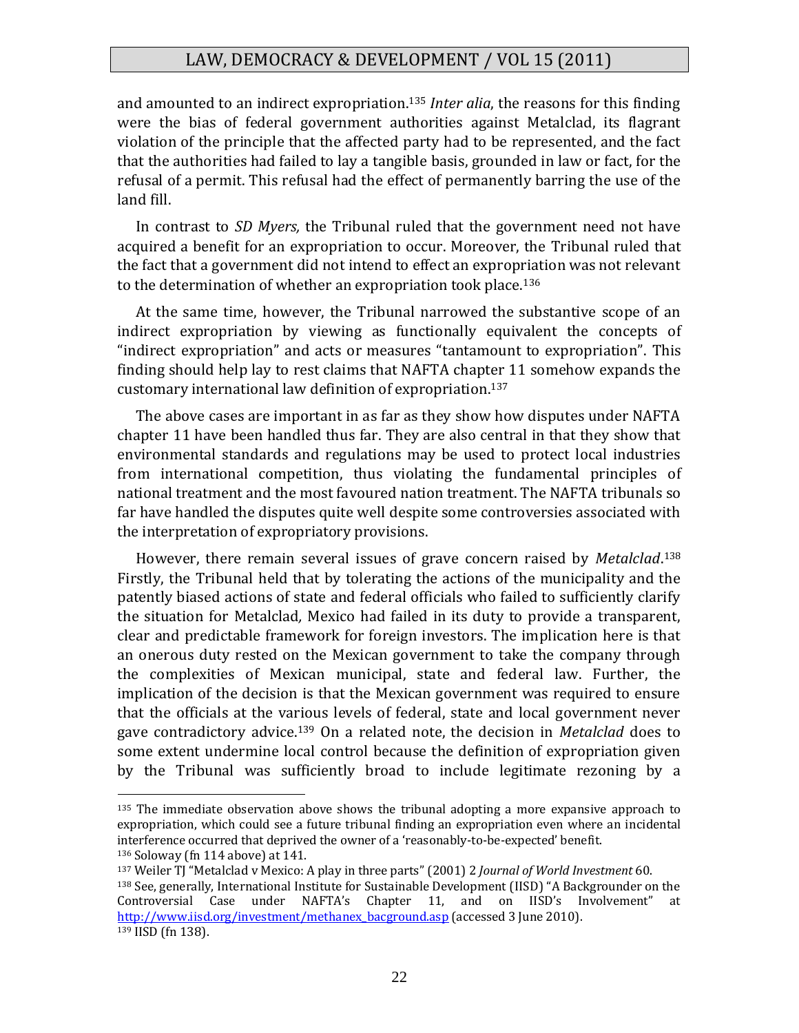and amounted to an indirect expropriation.[135] *Inter alia*, the reasons for this finding were the bias of federal government authorities against Metalclad, its flagrant violation of the principle that the affected party had to be represented, and the fact that the authorities had failed to lay a tangible basis, grounded in law or fact, for the refusal of a permit. This refusal had the effect of permanently barring the use of the land fill.

In contrast to *SD Myers,* the Tribunal ruled that the government need not have acquired a benefit for an expropriation to occur. Moreover, the Tribunal ruled that the fact that a government did not intend to effect an expropriation was not relevant to the determination of whether an expropriation took place.[136]

At the same time, however, the Tribunal narrowed the substantive scope of an indirect expropriation by viewing as functionally equivalent the concepts of "indirect expropriation" and acts or measures "tantamount to expropriation". This finding should help lay to rest claims that NAFTA chapter 11 somehow expands the customary international law definition of expropriation.[137]

The above cases are important in as far as they show how disputes under NAFTA chapter 11 have been handled thus far. They are also central in that they show that environmental standards and regulations may be used to protect local industries from international competition, thus violating the fundamental principles of national treatment and the most favoured nation treatment. The NAFTA tribunals so far have handled the disputes quite well despite some controversies associated with the interpretation of expropriatory provisions.

However, there remain several issues of grave concern raised by *Metalclad*.[138] Firstly, the Tribunal held that by tolerating the actions of the municipality and the patently biased actions of state and federal officials who failed to sufficiently clarify the situation for Metalclad*,* Mexico had failed in its duty to provide a transparent, clear and predictable framework for foreign investors. The implication here is that an onerous duty rested on the Mexican government to take the company through the complexities of Mexican municipal, state and federal law. Further, the implication of the decision is that the Mexican government was required to ensure that the officials at the various levels of federal, state and local government never gave contradictory advice.[139] On a related note, the decision in *Metalclad* does to some extent undermine local control because the definition of expropriation given by the Tribunal was sufficiently broad to include legitimate rezoning by a

---

[135] The immediate observation above shows the tribunal adopting a more expansive approach to expropriation, which could see a future tribunal finding an expropriation even where an incidental interference occurred that deprived the owner of a 'reasonably-to-be-expected' benefit.

[136] Soloway (fn 114 above) at 141.

[137] Weiler TJ "Metalclad v Mexico: A play in three parts" (2001) 2 *Journal of World Investment* 60.

[138] See, generally, International Institute for Sustainable Development (IISD) "A Backgrounder on the Controversial Case under NAFTA's Chapter 11, and on IISD's Involvement" at http://www.iisd.org/investment/methanex_bacground.asp (accessed 3 June 2010).

[139] IISD (fn 138).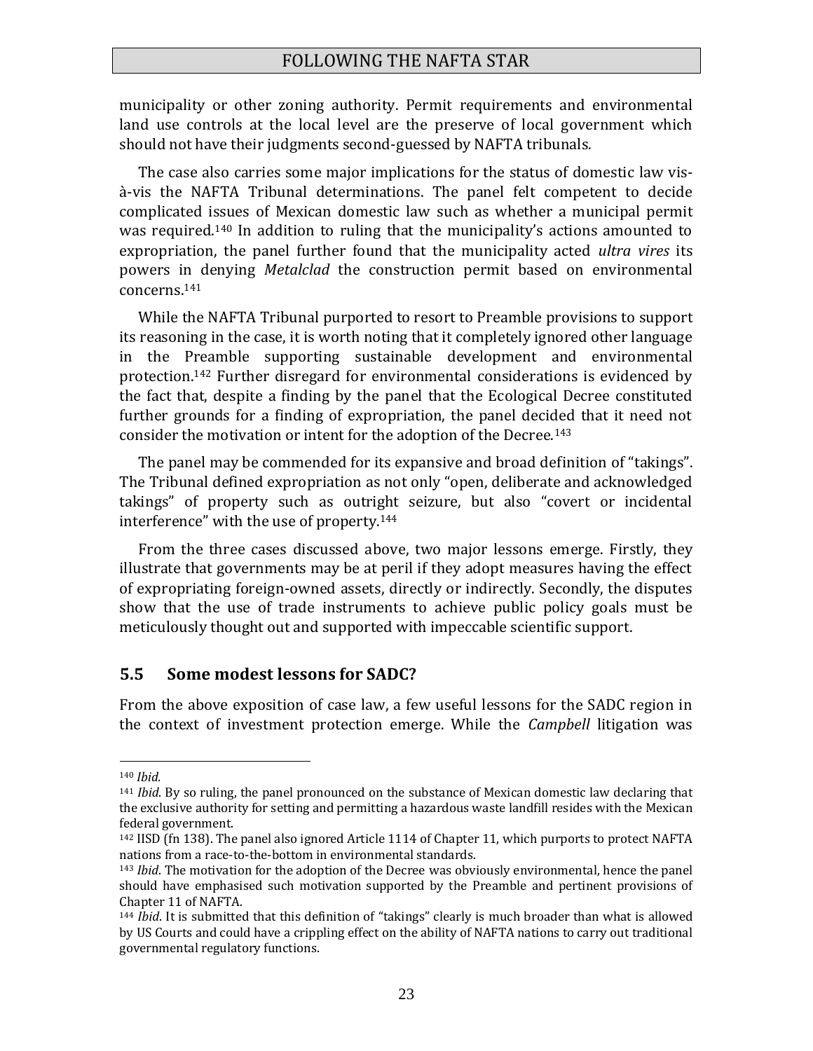municipality or other zoning authority. Permit requirements and environmental land use controls at the local level are the preserve of local government which should not have their judgments second-guessed by NAFTA tribunals.

The case also carries some major implications for the status of domestic law vis-à-vis the NAFTA Tribunal determinations. The panel felt competent to decide complicated issues of Mexican domestic law such as whether a municipal permit was required.[140] In addition to ruling that the municipality's actions amounted to expropriation, the panel further found that the municipality acted *ultra vires* its powers in denying *Metalclad* the construction permit based on environmental concerns.[141]

While the NAFTA Tribunal purported to resort to Preamble provisions to support its reasoning in the case, it is worth noting that it completely ignored other language in the Preamble supporting sustainable development and environmental protection.[142] Further disregard for environmental considerations is evidenced by the fact that, despite a finding by the panel that the Ecological Decree constituted further grounds for a finding of expropriation, the panel decided that it need not consider the motivation or intent for the adoption of the Decree.[143]

The panel may be commended for its expansive and broad definition of "takings". The Tribunal defined expropriation as not only "open, deliberate and acknowledged takings" of property such as outright seizure, but also "covert or incidental interference" with the use of property.[144]

From the three cases discussed above, two major lessons emerge. Firstly, they illustrate that governments may be at peril if they adopt measures having the effect of expropriating foreign-owned assets, directly or indirectly. Secondly, the disputes show that the use of trade instruments to achieve public policy goals must be meticulously thought out and supported with impeccable scientific support.

## 5.5 Some modest lessons for SADC?

From the above exposition of case law, a few useful lessons for the SADC region in the context of investment protection emerge. While the *Campbell* litigation was

---

[140] *Ibid*.

[141] *Ibid*. By so ruling, the panel pronounced on the substance of Mexican domestic law declaring that the exclusive authority for setting and permitting a hazardous waste landfill resides with the Mexican federal government.

[142] IISD (fn 138). The panel also ignored Article 1114 of Chapter 11, which purports to protect NAFTA nations from a race-to-the-bottom in environmental standards.

[143] *Ibid*. The motivation for the adoption of the Decree was obviously environmental, hence the panel should have emphasised such motivation supported by the Preamble and pertinent provisions of Chapter 11 of NAFTA.

[144] *Ibid*. It is submitted that this definition of "takings" clearly is much broader than what is allowed by US Courts and could have a crippling effect on the ability of NAFTA nations to carry out traditional governmental regulatory functions.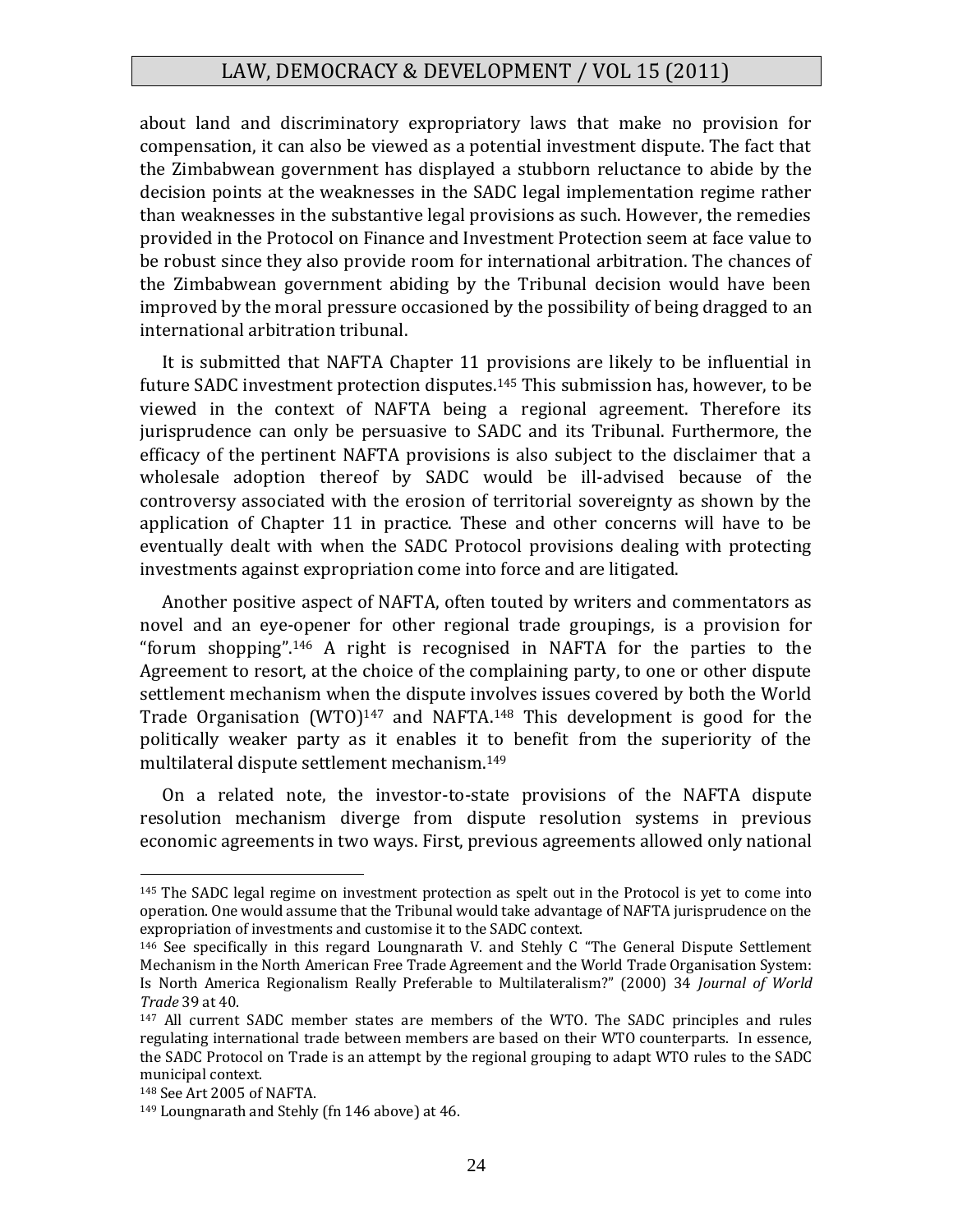about land and discriminatory expropriatory laws that make no provision for compensation, it can also be viewed as a potential investment dispute. The fact that the Zimbabwean government has displayed a stubborn reluctance to abide by the decision points at the weaknesses in the SADC legal implementation regime rather than weaknesses in the substantive legal provisions as such. However, the remedies provided in the Protocol on Finance and Investment Protection seem at face value to be robust since they also provide room for international arbitration. The chances of the Zimbabwean government abiding by the Tribunal decision would have been improved by the moral pressure occasioned by the possibility of being dragged to an international arbitration tribunal.

It is submitted that NAFTA Chapter 11 provisions are likely to be influential in future SADC investment protection disputes.[145] This submission has, however, to be viewed in the context of NAFTA being a regional agreement. Therefore its jurisprudence can only be persuasive to SADC and its Tribunal. Furthermore, the efficacy of the pertinent NAFTA provisions is also subject to the disclaimer that a wholesale adoption thereof by SADC would be ill-advised because of the controversy associated with the erosion of territorial sovereignty as shown by the application of Chapter 11 in practice. These and other concerns will have to be eventually dealt with when the SADC Protocol provisions dealing with protecting investments against expropriation come into force and are litigated.

Another positive aspect of NAFTA, often touted by writers and commentators as novel and an eye-opener for other regional trade groupings, is a provision for "forum shopping".[146] A right is recognised in NAFTA for the parties to the Agreement to resort, at the choice of the complaining party, to one or other dispute settlement mechanism when the dispute involves issues covered by both the World Trade Organisation (WTO)[147] and NAFTA.[148] This development is good for the politically weaker party as it enables it to benefit from the superiority of the multilateral dispute settlement mechanism.[149]

On a related note, the investor-to-state provisions of the NAFTA dispute resolution mechanism diverge from dispute resolution systems in previous economic agreements in two ways. First, previous agreements allowed only national

---

[145] The SADC legal regime on investment protection as spelt out in the Protocol is yet to come into operation. One would assume that the Tribunal would take advantage of NAFTA jurisprudence on the expropriation of investments and customise it to the SADC context.

[146] See specifically in this regard Loungnarath V. and Stehly C "The General Dispute Settlement Mechanism in the North American Free Trade Agreement and the World Trade Organisation System: Is North America Regionalism Really Preferable to Multilateralism?" (2000) 34 *Journal of World Trade* 39 at 40.

[147] All current SADC member states are members of the WTO. The SADC principles and rules regulating international trade between members are based on their WTO counterparts. In essence, the SADC Protocol on Trade is an attempt by the regional grouping to adapt WTO rules to the SADC municipal context.

[148] See Art 2005 of NAFTA.

[149] Loungnarath and Stehly (fn 146 above) at 46.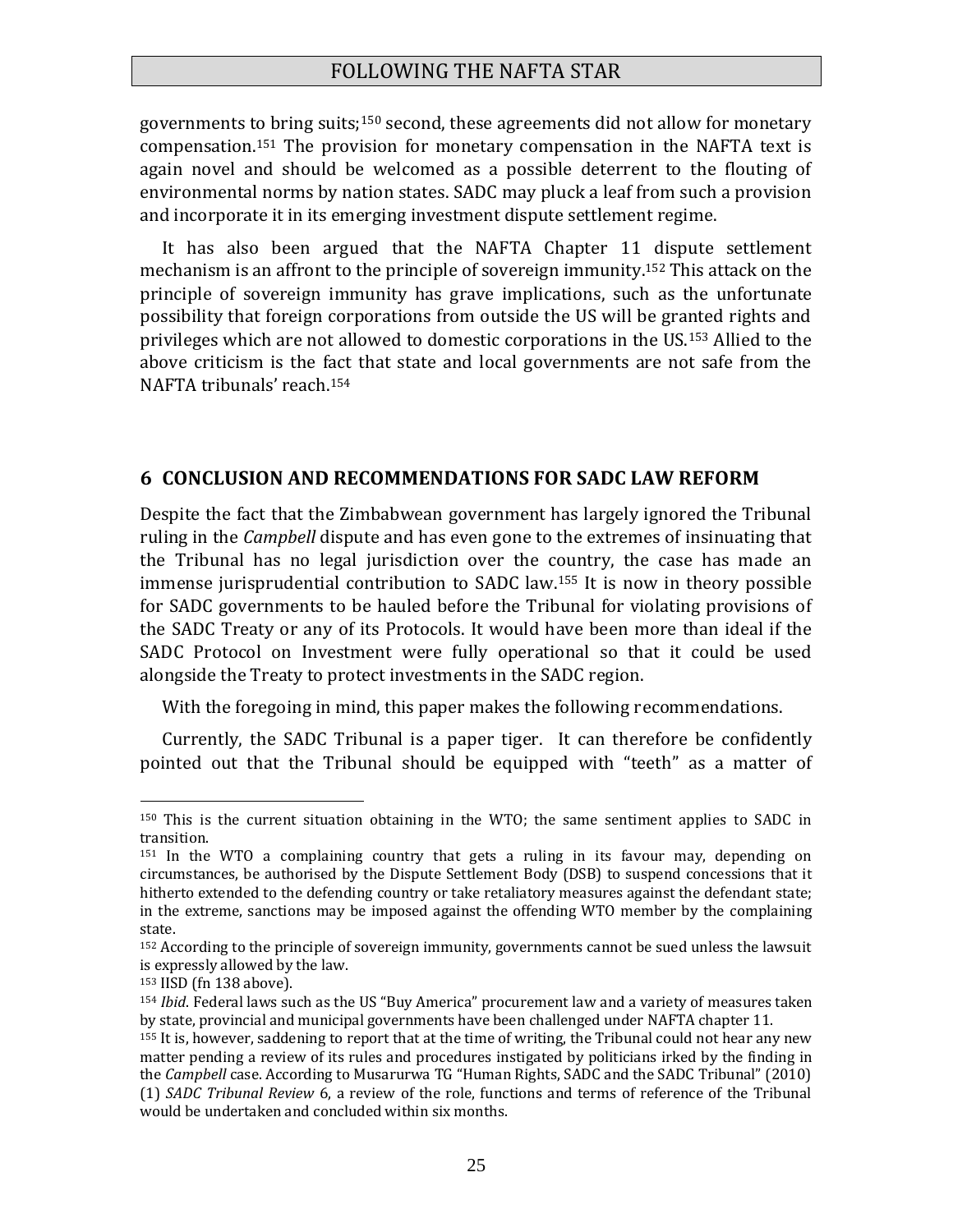governments to bring suits;[150] second, these agreements did not allow for monetary compensation.[151] The provision for monetary compensation in the NAFTA text is again novel and should be welcomed as a possible deterrent to the flouting of environmental norms by nation states. SADC may pluck a leaf from such a provision and incorporate it in its emerging investment dispute settlement regime.

It has also been argued that the NAFTA Chapter 11 dispute settlement mechanism is an affront to the principle of sovereign immunity.[152] This attack on the principle of sovereign immunity has grave implications, such as the unfortunate possibility that foreign corporations from outside the US will be granted rights and privileges which are not allowed to domestic corporations in the US.[153] Allied to the above criticism is the fact that state and local governments are not safe from the NAFTA tribunals' reach.[154]

## 6 CONCLUSION AND RECOMMENDATIONS FOR SADC LAW REFORM

Despite the fact that the Zimbabwean government has largely ignored the Tribunal ruling in the *Campbell* dispute and has even gone to the extremes of insinuating that the Tribunal has no legal jurisdiction over the country, the case has made an immense jurisprudential contribution to SADC law.[155] It is now in theory possible for SADC governments to be hauled before the Tribunal for violating provisions of the SADC Treaty or any of its Protocols. It would have been more than ideal if the SADC Protocol on Investment were fully operational so that it could be used alongside the Treaty to protect investments in the SADC region.

With the foregoing in mind, this paper makes the following recommendations.

Currently, the SADC Tribunal is a paper tiger. It can therefore be confidently pointed out that the Tribunal should be equipped with "teeth" as a matter of

---

[150] This is the current situation obtaining in the WTO; the same sentiment applies to SADC in transition.

[151] In the WTO a complaining country that gets a ruling in its favour may, depending on circumstances, be authorised by the Dispute Settlement Body (DSB) to suspend concessions that it hitherto extended to the defending country or take retaliatory measures against the defendant state; in the extreme, sanctions may be imposed against the offending WTO member by the complaining state.

[152] According to the principle of sovereign immunity, governments cannot be sued unless the lawsuit is expressly allowed by the law.

[153] IISD (fn 138 above).

[154] *Ibid*. Federal laws such as the US "Buy America" procurement law and a variety of measures taken by state, provincial and municipal governments have been challenged under NAFTA chapter 11.

[155] It is, however, saddening to report that at the time of writing, the Tribunal could not hear any new matter pending a review of its rules and procedures instigated by politicians irked by the finding in the *Campbell* case. According to Musarurwa TG "Human Rights, SADC and the SADC Tribunal" (2010) (1) *SADC Tribunal Review* 6, a review of the role, functions and terms of reference of the Tribunal would be undertaken and concluded within six months.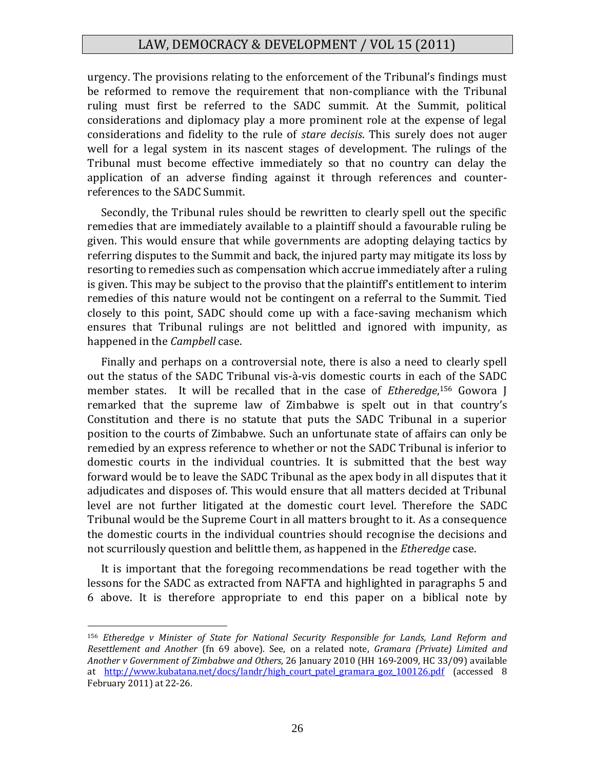urgency. The provisions relating to the enforcement of the Tribunal's findings must be reformed to remove the requirement that non-compliance with the Tribunal ruling must first be referred to the SADC summit. At the Summit, political considerations and diplomacy play a more prominent role at the expense of legal considerations and fidelity to the rule of *stare decisis*. This surely does not auger well for a legal system in its nascent stages of development. The rulings of the Tribunal must become effective immediately so that no country can delay the application of an adverse finding against it through references and counter-references to the SADC Summit.

Secondly, the Tribunal rules should be rewritten to clearly spell out the specific remedies that are immediately available to a plaintiff should a favourable ruling be given. This would ensure that while governments are adopting delaying tactics by referring disputes to the Summit and back, the injured party may mitigate its loss by resorting to remedies such as compensation which accrue immediately after a ruling is given. This may be subject to the proviso that the plaintiff's entitlement to interim remedies of this nature would not be contingent on a referral to the Summit. Tied closely to this point, SADC should come up with a face-saving mechanism which ensures that Tribunal rulings are not belittled and ignored with impunity, as happened in the *Campbell* case.

Finally and perhaps on a controversial note, there is also a need to clearly spell out the status of the SADC Tribunal vis-à-vis domestic courts in each of the SADC member states. It will be recalled that in the case of *Etheredge*,[156] Gowora J remarked that the supreme law of Zimbabwe is spelt out in that country's Constitution and there is no statute that puts the SADC Tribunal in a superior position to the courts of Zimbabwe. Such an unfortunate state of affairs can only be remedied by an express reference to whether or not the SADC Tribunal is inferior to domestic courts in the individual countries. It is submitted that the best way forward would be to leave the SADC Tribunal as the apex body in all disputes that it adjudicates and disposes of. This would ensure that all matters decided at Tribunal level are not further litigated at the domestic court level. Therefore the SADC Tribunal would be the Supreme Court in all matters brought to it. As a consequence the domestic courts in the individual countries should recognise the decisions and not scurrilously question and belittle them, as happened in the *Etheredge* case.

It is important that the foregoing recommendations be read together with the lessons for the SADC as extracted from NAFTA and highlighted in paragraphs 5 and 6 above. It is therefore appropriate to end this paper on a biblical note by

---

[156] *Etheredge v Minister of State for National Security Responsible for Lands, Land Reform and Resettlement and Another* (fn 69 above). See, on a related note, *Gramara (Private) Limited and Another v Government of Zimbabwe and Others*, 26 January 2010 (HH 169-2009, HC 33/09) available at http://www.kubatana.net/docs/landr/high_court_patel_gramara_goz_100126.pdf (accessed 8 February 2011) at 22-26.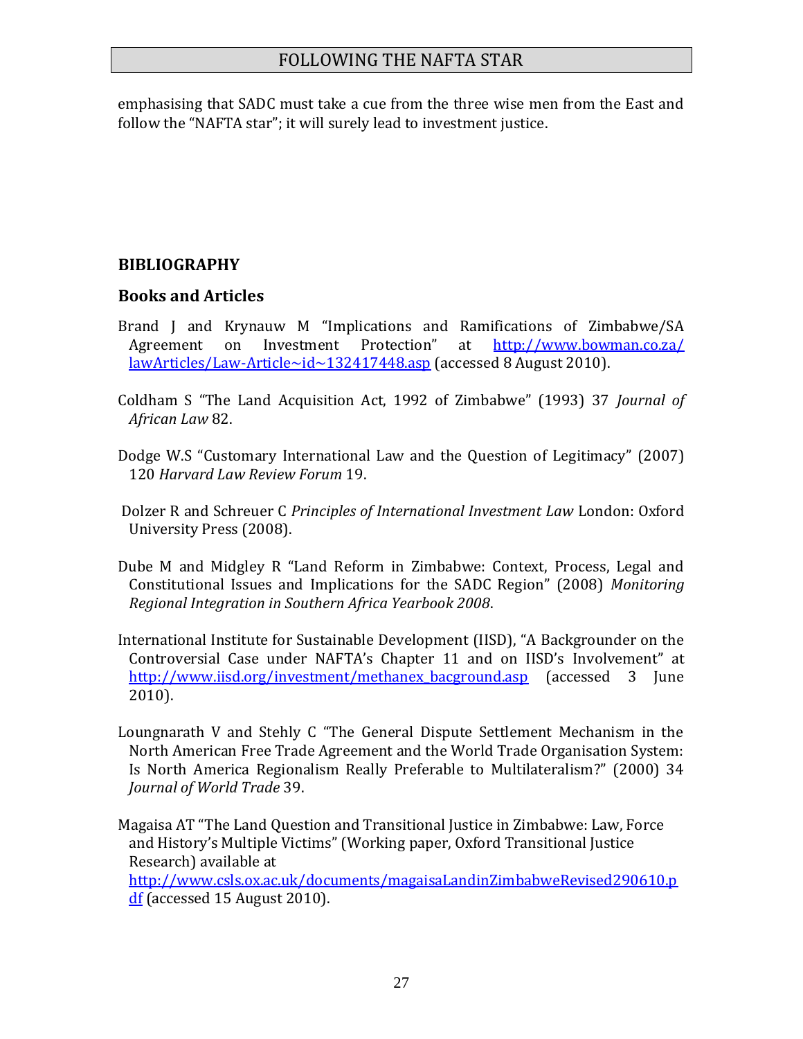emphasising that SADC must take a cue from the three wise men from the East and follow the "NAFTA star"; it will surely lead to investment justice.

## BIBLIOGRAPHY

### Books and Articles

Brand J and Krynauw M "Implications and Ramifications of Zimbabwe/SA Agreement on Investment Protection" at http://www.bowman.co.za/lawArticles/Law-Article~id~132417448.asp (accessed 8 August 2010).

Coldham S "The Land Acquisition Act, 1992 of Zimbabwe" (1993) 37 *Journal of African Law* 82.

Dodge W.S "Customary International Law and the Question of Legitimacy" (2007) 120 *Harvard Law Review Forum* 19.

Dolzer R and Schreuer C *Principles of International Investment Law* London: Oxford University Press (2008).

Dube M and Midgley R "Land Reform in Zimbabwe: Context, Process, Legal and Constitutional Issues and Implications for the SADC Region" (2008) *Monitoring Regional Integration in Southern Africa Yearbook 2008*.

International Institute for Sustainable Development (IISD), "A Backgrounder on the Controversial Case under NAFTA's Chapter 11 and on IISD's Involvement" at http://www.iisd.org/investment/methanex_bacground.asp (accessed 3 June 2010).

Loungnarath V and Stehly C "The General Dispute Settlement Mechanism in the North American Free Trade Agreement and the World Trade Organisation System: Is North America Regionalism Really Preferable to Multilateralism?" (2000) 34 *Journal of World Trade* 39.

Magaisa AT "The Land Question and Transitional Justice in Zimbabwe: Law, Force and History's Multiple Victims" (Working paper, Oxford Transitional Justice Research) available at http://www.csls.ox.ac.uk/documents/magaisaLandinZimbabweRevised290610.pdf (accessed 15 August 2010).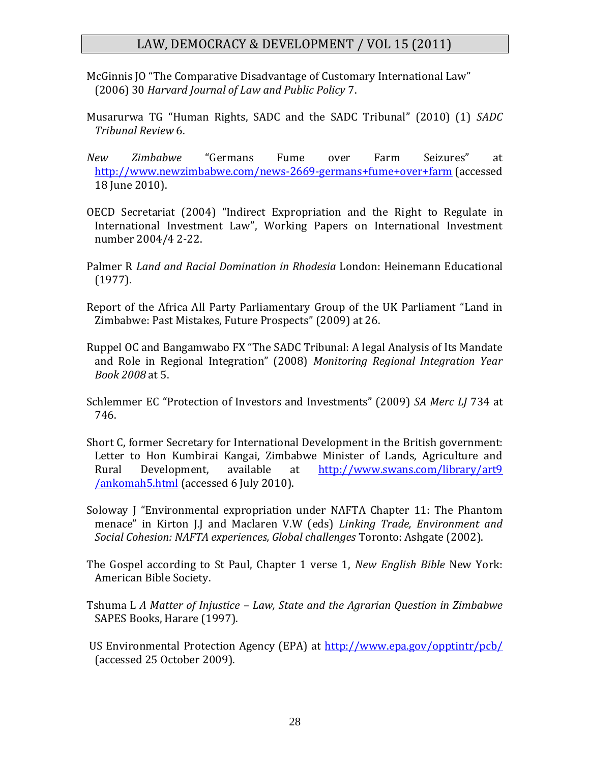McGinnis JO "The Comparative Disadvantage of Customary International Law" (2006) 30 *Harvard Journal of Law and Public Policy* 7.

Musarurwa TG "Human Rights, SADC and the SADC Tribunal" (2010) (1) *SADC Tribunal Review* 6.

*New Zimbabwe* "Germans Fume over Farm Seizures" at http://www.newzimbabwe.com/news-2669-germans+fume+over+farm (accessed 18 June 2010).

OECD Secretariat (2004) "Indirect Expropriation and the Right to Regulate in International Investment Law", Working Papers on International Investment number 2004/4 2-22.

Palmer R *Land and Racial Domination in Rhodesia* London: Heinemann Educational (1977).

Report of the Africa All Party Parliamentary Group of the UK Parliament "Land in Zimbabwe: Past Mistakes, Future Prospects" (2009) at 26.

Ruppel OC and Bangamwabo FX "The SADC Tribunal: A legal Analysis of Its Mandate and Role in Regional Integration" (2008) *Monitoring Regional Integration Year Book 2008* at 5.

Schlemmer EC "Protection of Investors and Investments" (2009) *SA Merc LJ* 734 at 746.

Short C, former Secretary for International Development in the British government: Letter to Hon Kumbirai Kangai, Zimbabwe Minister of Lands, Agriculture and Rural Development, available at http://www.swans.com/library/art9/ankomah5.html (accessed 6 July 2010).

Soloway J "Environmental expropriation under NAFTA Chapter 11: The Phantom menace" in Kirton J.J and Maclaren V.W (eds) *Linking Trade, Environment and Social Cohesion: NAFTA experiences, Global challenges* Toronto: Ashgate (2002).

The Gospel according to St Paul, Chapter 1 verse 1, *New English Bible* New York: American Bible Society.

Tshuma L *A Matter of Injustice – Law, State and the Agrarian Question in Zimbabwe* SAPES Books, Harare (1997).

US Environmental Protection Agency (EPA) at http://www.epa.gov/opptintr/pcb/ (accessed 25 October 2009).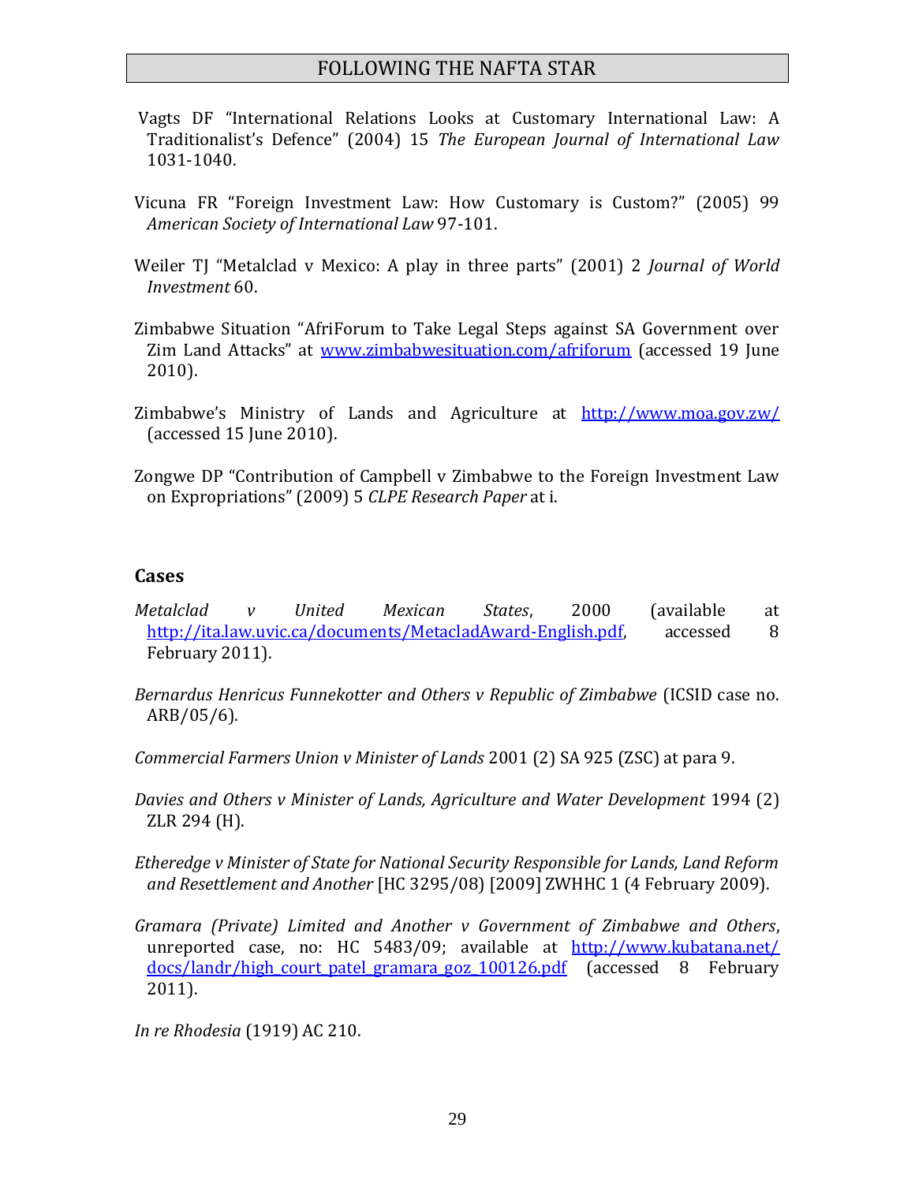Vagts DF "International Relations Looks at Customary International Law: A Traditionalist's Defence" (2004) 15 *The European Journal of International Law* 1031-1040.

Vicuna FR "Foreign Investment Law: How Customary is Custom?" (2005) 99 *American Society of International Law* 97-101.

Weiler TJ "Metalclad v Mexico: A play in three parts" (2001) 2 *Journal of World Investment* 60.

Zimbabwe Situation "AfriForum to Take Legal Steps against SA Government over Zim Land Attacks" at www.zimbabwesituation.com/afriforum (accessed 19 June 2010).

Zimbabwe's Ministry of Lands and Agriculture at http://www.moa.gov.zw/ (accessed 15 June 2010).

Zongwe DP "Contribution of Campbell v Zimbabwe to the Foreign Investment Law on Expropriations" (2009) 5 *CLPE Research Paper* at i.

## Cases

*Metalclad v United Mexican States*, 2000 (available at http://ita.law.uvic.ca/documents/MetacladAward-English.pdf, accessed 8 February 2011).

*Bernardus Henricus Funnekotter and Others v Republic of Zimbabwe* (ICSID case no. ARB/05/6).

*Commercial Farmers Union v Minister of Lands* 2001 (2) SA 925 (ZSC) at para 9.

*Davies and Others v Minister of Lands, Agriculture and Water Development* 1994 (2) ZLR 294 (H).

*Etheredge v Minister of State for National Security Responsible for Lands, Land Reform and Resettlement and Another* [HC 3295/08) [2009] ZWHHC 1 (4 February 2009).

*Gramara (Private) Limited and Another v Government of Zimbabwe and Others*, unreported case, no: HC 5483/09; available at http://www.kubatana.net/docs/landr/high_court_patel_gramara_goz_100126.pdf (accessed 8 February 2011).

*In re Rhodesia* (1919) AC 210.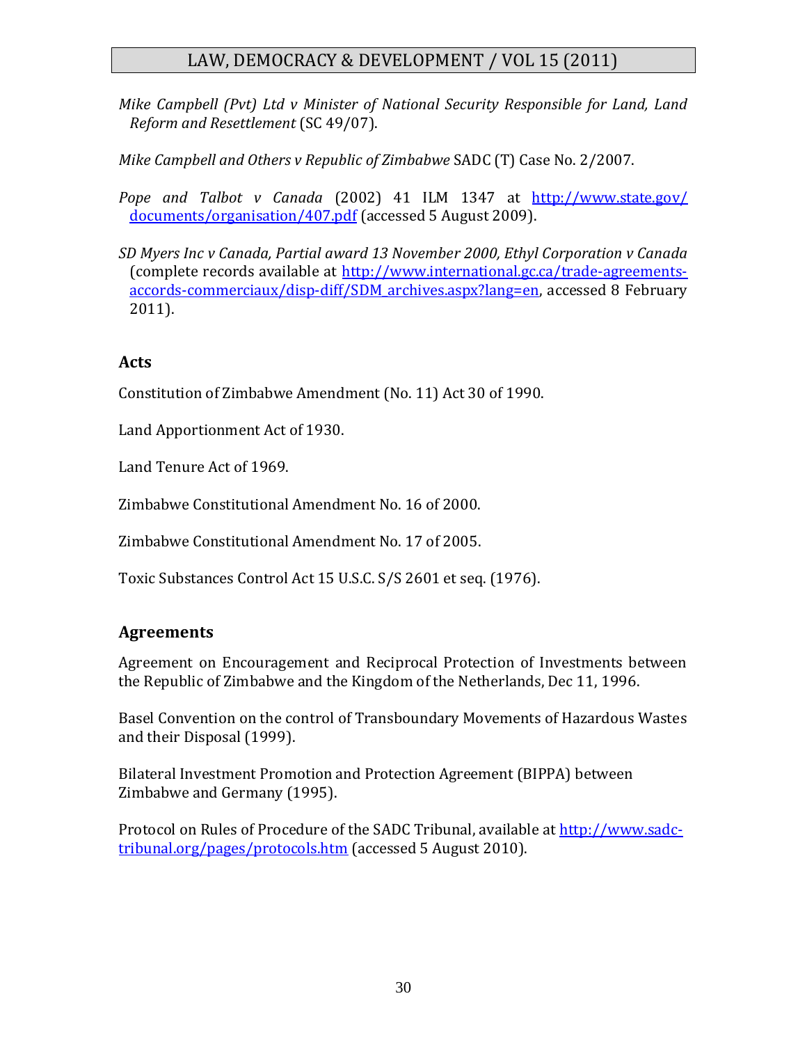*Mike Campbell (Pvt) Ltd v Minister of National Security Responsible for Land, Land Reform and Resettlement* (SC 49/07).

*Mike Campbell and Others v Republic of Zimbabwe* SADC (T) Case No. 2/2007.

*Pope and Talbot v Canada* (2002) 41 ILM 1347 at http://www.state.gov/documents/organisation/407.pdf (accessed 5 August 2009).

*SD Myers Inc v Canada, Partial award 13 November 2000, Ethyl Corporation v Canada* (complete records available at http://www.international.gc.ca/trade-agreements-accords-commerciaux/disp-diff/SDM_archives.aspx?lang=en, accessed 8 February 2011).

### Acts

Constitution of Zimbabwe Amendment (No. 11) Act 30 of 1990.

Land Apportionment Act of 1930.

Land Tenure Act of 1969.

Zimbabwe Constitutional Amendment No. 16 of 2000.

Zimbabwe Constitutional Amendment No. 17 of 2005.

Toxic Substances Control Act 15 U.S.C. S/S 2601 et seq. (1976).

### Agreements

Agreement on Encouragement and Reciprocal Protection of Investments between the Republic of Zimbabwe and the Kingdom of the Netherlands, Dec 11, 1996.

Basel Convention on the control of Transboundary Movements of Hazardous Wastes and their Disposal (1999).

Bilateral Investment Promotion and Protection Agreement (BIPPA) between Zimbabwe and Germany (1995).

Protocol on Rules of Procedure of the SADC Tribunal, available at http://www.sadc-tribunal.org/pages/protocols.htm (accessed 5 August 2010).